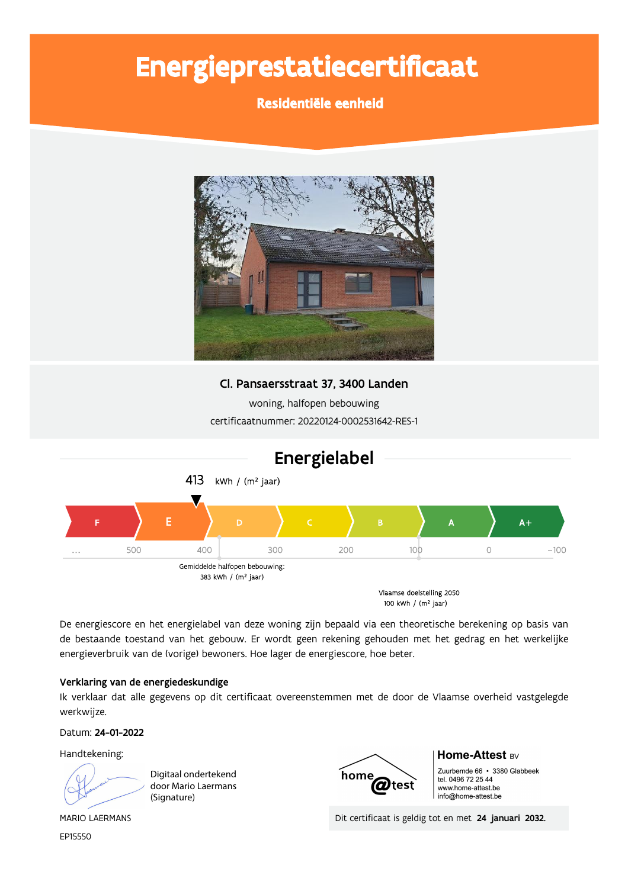# Energieprestatiecertificaat

**Residentiële eenheid**

**Cl. Pansaersstraat 37, 3400 Landen**

woning, halfopen bebouwing

certificaatnummer: 20220124-0002531642-RES-1

## Energielabel

413 kWh / (m² jaar)

F | E | D | C | B | A | A+

... 500 400 300 200 100 0 −100

Gemiddelde halfopen bebouwing: 383 kWh / (m² jaar)

Vlaamse doelstelling 2050 100 kWh / (m² jaar)

De energiescore en het energielabel van deze woning zijn bepaald via een theoretische berekening op basis van de bestaande toestand van het gebouw. Er wordt geen rekening gehouden met het gedrag en het werkelijke energieverbruik van de (vorige) bewoners. Hoe lager de energiescore, hoe beter.

**Verklaring van de energiedeskundige**

Ik verklaar dat alle gegevens op dit certificaat overeenstemmen met de door de Vlaamse overheid vastgelegde werkwijze.

Datum: **24-01-2022**

Handtekening:

Digitaal ondertekend door Mario Laermans (Signature)

MARIO LAERMANS

EP15550

**Home-Attest** BV

Zuurbemde 66 • 3380 Glabbeek

tel. 0496 72 25 44

www.home-attest.be

info@home-attest.be

Dit certificaat is geldig tot en met **24 januari 2032.**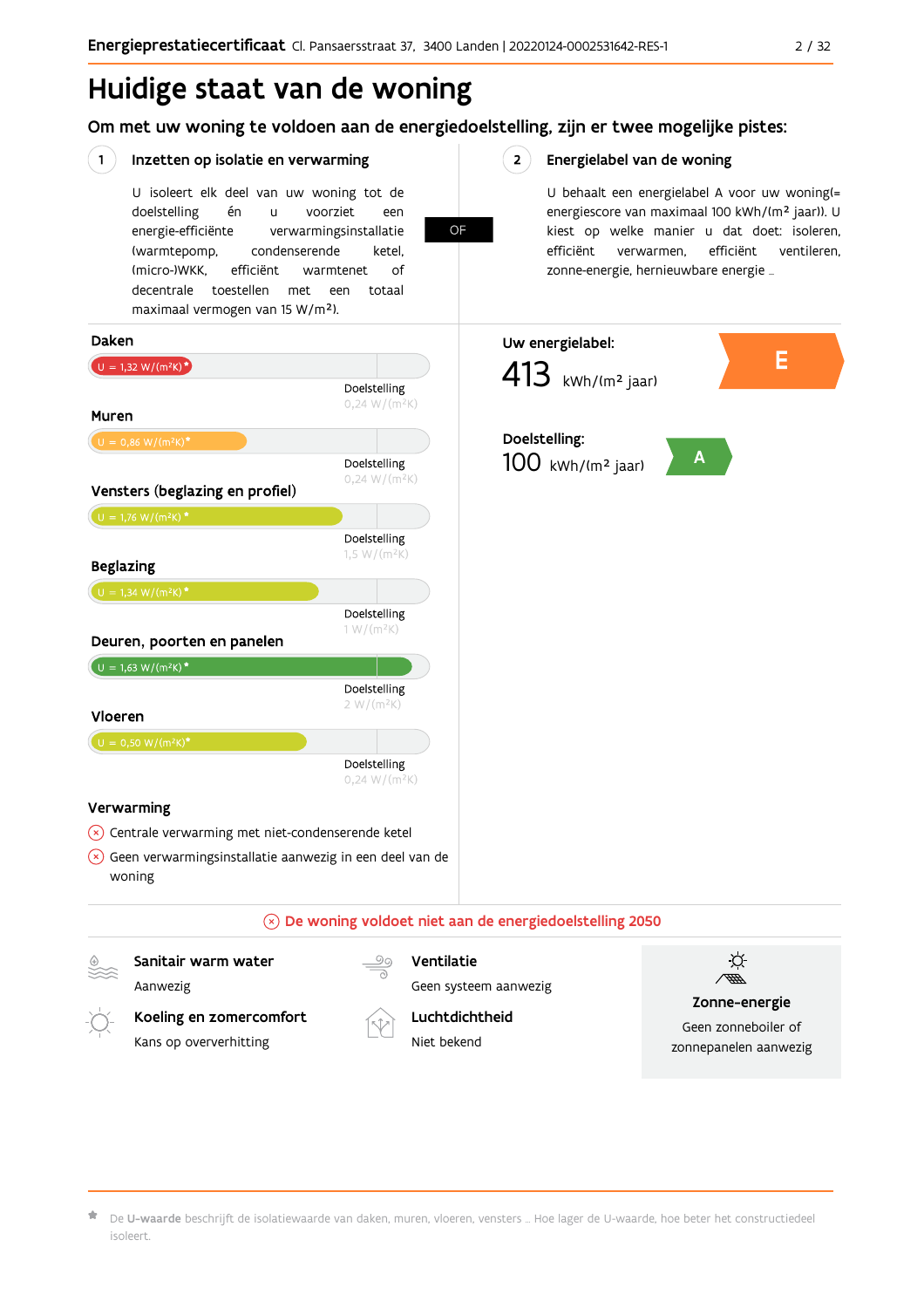# Huidige staat van de woning

## Om met uw woning te voldoen aan de energiedoelstelling, zijn er twee mogelijke pistes:

### 1 Inzetten op isolatie en verwarming

U isoleert elk deel van uw woning tot de doelstelling én u voorziet een energie-efficiënte verwarmingsinstallatie (warmtepomp, condenserende ketel, (micro-)WKK, efficiënt warmtenet of decentrale toestellen met een totaal maximaal vermogen van 15 W/m²).

**OF**

### 2 Energielabel van de woning

U behaalt een energielabel A voor uw woning(= energiescore van maximaal 100 kWh/(m² jaar)). U kiest op welke manier u dat doet: isoleren, efficiënt verwarmen, efficiënt ventileren, zonne-energie, hernieuwbare energie …

**Daken**

U = 1,32 W/(m²K)*

Doelstelling 0,24 W/(m²K)

**Muren**

U = 0,86 W/(m²K)*

Doelstelling 0,24 W/(m²K)

**Vensters (beglazing en profiel)**

U = 1,76 W/(m²K)*

Doelstelling 1,5 W/(m²K)

**Beglazing**

U = 1,34 W/(m²K)*

Doelstelling 1 W/(m²K)

**Deuren, poorten en panelen**

U = 1,63 W/(m²K)*

Doelstelling 2 W/(m²K)

**Vloeren**

U = 0,50 W/(m²K)*

Doelstelling 0,24 W/(m²K)

**Verwarming**

- Centrale verwarming met niet-condenserende ketel
- Geen verwarmingsinstallatie aanwezig in een deel van de woning

**Uw energielabel:**

413 kWh/(m² jaar) — **E**

**Doelstelling:**

100 kWh/(m² jaar) — **A**

**De woning voldoet niet aan de energiedoelstelling 2050**

**Sanitair warm water**
Aanwezig

**Ventilatie**
Geen systeem aanwezig

**Koeling en zomercomfort**
Kans op oververhitting

**Luchtdichtheid**
Niet bekend

**Zonne-energie**
Geen zonneboiler of zonnepanelen aanwezig

\* De **U-waarde** beschrijft de isolatiewaarde van daken, muren, vloeren, vensters … Hoe lager de U-waarde, hoe beter het constructiedeel isoleert.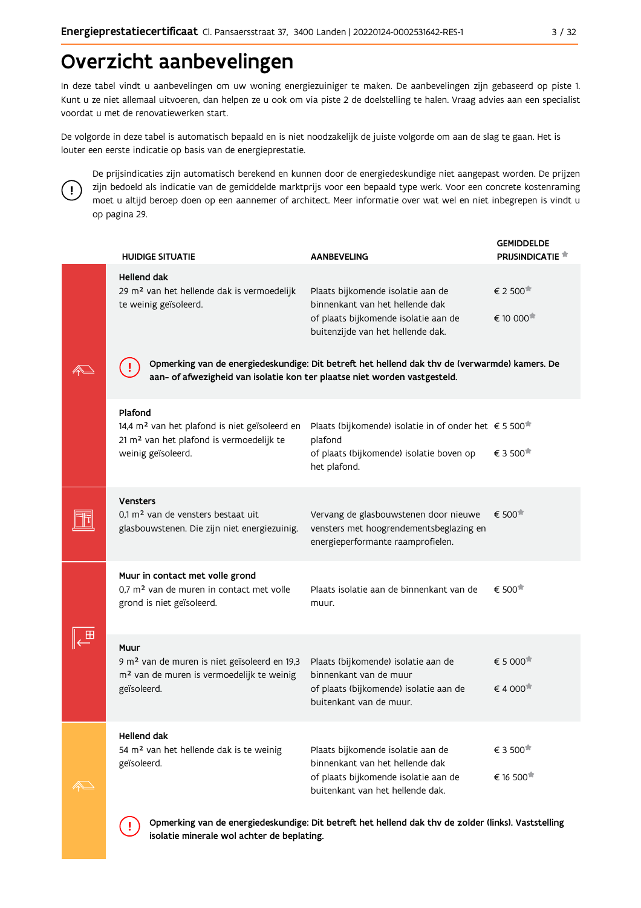# Overzicht aanbevelingen

In deze tabel vindt u aanbevelingen om uw woning energiezuiniger te maken. De aanbevelingen zijn gebaseerd op piste 1. Kunt u ze niet allemaal uitvoeren, dan helpen ze u ook om via piste 2 de doelstelling te halen. Vraag advies aan een specialist voordat u met de renovatiewerken start.

De volgorde in deze tabel is automatisch bepaald en is niet noodzakelijk de juiste volgorde om aan de slag te gaan. Het is louter een eerste indicatie op basis van de energieprestatie.

De prijsindicaties zijn automatisch berekend en kunnen door de energiedeskundige niet aangepast worden. De prijzen zijn bedoeld als indicatie van de gemiddelde marktprijs voor een bepaald type werk. Voor een concrete kostenraming moet u altijd beroep doen op een aannemer of architect. Meer informatie over wat wel en niet inbegrepen is vindt u op pagina 29.

| HUIDIGE SITUATIE | AANBEVELING | GEMIDDELDE PRIJSINDICATIE * |
|---|---|---|
| **Hellend dak**<br>29 m² van het hellende dak is vermoedelijk te weinig geïsoleerd. | Plaats bijkomende isolatie aan de binnenkant van het hellende dak<br>of plaats bijkomende isolatie aan de buitenzijde van het hellende dak. | € 2 500*<br><br>€ 10 000* |
| **Opmerking van de energiedeskundige: Dit betreft het hellend dak thv de (verwarmde) kamers. De aan- of afwezigheid van isolatie kon ter plaatse niet worden vastgesteld.** | | |
| **Plafond**<br>14,4 m² van het plafond is niet geïsoleerd en 21 m² van het plafond is vermoedelijk te weinig geïsoleerd. | Plaats (bijkomende) isolatie in of onder het plafond<br>of plaats (bijkomende) isolatie boven op het plafond. | € 5 500*<br><br>€ 3 500* |
| **Vensters**<br>0,1 m² van de vensters bestaat uit glasbouwstenen. Die zijn niet energiezuinig. | Vervang de glasbouwstenen door nieuwe vensters met hoogrendementsbeglazing en energieperformante raamprofielen. | € 500* |
| **Muur in contact met volle grond**<br>0,7 m² van de muren in contact met volle grond is niet geïsoleerd. | Plaats isolatie aan de binnenkant van de muur. | € 500* |
| **Muur**<br>9 m² van de muren is niet geïsoleerd en 19,3 m² van de muren is vermoedelijk te weinig geïsoleerd. | Plaats (bijkomende) isolatie aan de binnenkant van de muur<br>of plaats (bijkomende) isolatie aan de buitenkant van de muur. | € 5 000*<br><br>€ 4 000* |
| **Hellend dak**<br>54 m² van het hellende dak is te weinig geïsoleerd. | Plaats bijkomende isolatie aan de binnenkant van het hellende dak<br>of plaats bijkomende isolatie aan de buitenkant van het hellende dak. | € 3 500*<br><br>€ 16 500* |
| **Opmerking van de energiedeskundige: Dit betreft het hellend dak thv de zolder (links). Vaststelling isolatie minerale wol achter de beplating.** | | |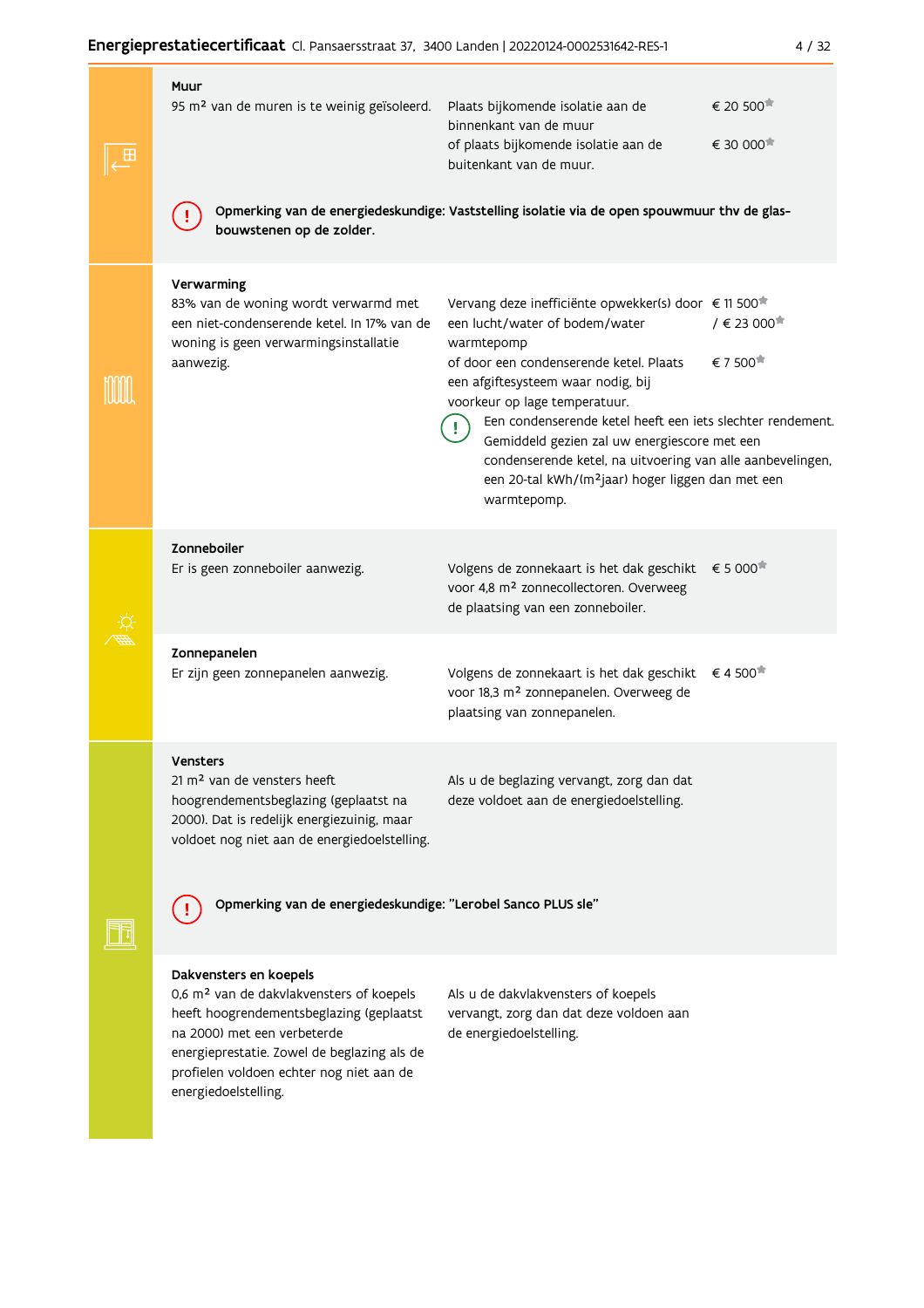### Muur

95 m² van de muren is te weinig geïsoleerd.

Plaats bijkomende isolatie aan de binnenkant van de muur — € 20 500*
of plaats bijkomende isolatie aan de buitenkant van de muur. — € 30 000*

**Opmerking van de energiedeskundige: Vaststelling isolatie via de open spouwmuur thv de glas-bouwstenen op de zolder.**

### Verwarming

83% van de woning wordt verwarmd met een niet-condenserende ketel. In 17% van de woning is geen verwarmingsinstallatie aanwezig.

Vervang deze inefficiënte opwekker(s) door een lucht/water of bodem/water warmtepomp — € 11 500* / € 23 000*
of door een condenserende ketel. Plaats een afgiftesysteem waar nodig, bij voorkeur op lage temperatuur. — € 7 500*

Een condenserende ketel heeft een iets slechter rendement. Gemiddeld gezien zal uw energiescore met een condenserende ketel, na uitvoering van alle aanbevelingen, een 20-tal kWh/(m²jaar) hoger liggen dan met een warmtepomp.

### Zonneboiler

Er is geen zonneboiler aanwezig.

Volgens de zonnekaart is het dak geschikt voor 4,8 m² zonnecollectoren. Overweeg de plaatsing van een zonneboiler. — € 5 000*

### Zonnepanelen

Er zijn geen zonnepanelen aanwezig.

Volgens de zonnekaart is het dak geschikt voor 18,3 m² zonnepanelen. Overweeg de plaatsing van zonnepanelen. — € 4 500*

### Vensters

21 m² van de vensters heeft hoogrendementsbeglazing (geplaatst na 2000). Dat is redelijk energiezuinig, maar voldoet nog niet aan de energiedoelstelling.

Als u de beglazing vervangt, zorg dan dat deze voldoet aan de energiedoelstelling.

**Opmerking van de energiedeskundige: "Lerobel Sanco PLUS sle"**

### Dakvensters en koepels

0,6 m² van de dakvlakvensters of koepels heeft hoogrendementsbeglazing (geplaatst na 2000) met een verbeterde energieprestatie. Zowel de beglazing als de profielen voldoen echter nog niet aan de energiedoelstelling.

Als u de dakvlakvensters of koepels vervangt, zorg dan dat deze voldoen aan de energiedoelstelling.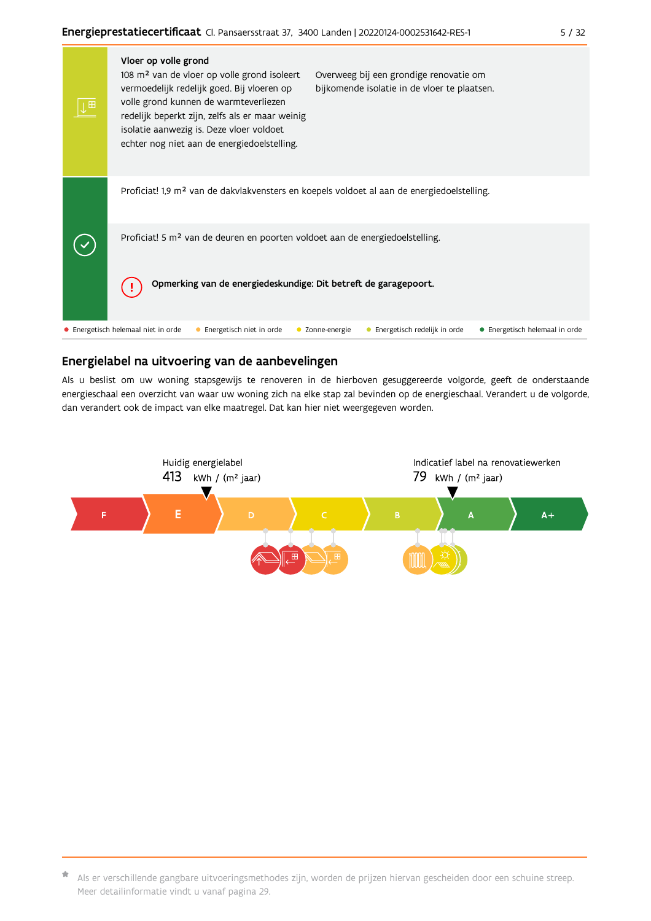**Vloer op volle grond**

108 m² van de vloer op volle grond isoleert vermoedelijk redelijk goed. Bij vloeren op volle grond kunnen de warmteverliezen redelijk beperkt zijn, zelfs als er maar weinig isolatie aanwezig is. Deze vloer voldoet echter nog niet aan de energiedoelstelling.

Overweeg bij een grondige renovatie om bijkomende isolatie in de vloer te plaatsen.

Proficiat! 1,9 m² van de dakvlakvensters en koepels voldoet al aan de energiedoelstelling.

Proficiat! 5 m² van de deuren en poorten voldoet aan de energiedoelstelling.

**Opmerking van de energiedeskundige: Dit betreft de garagepoort.**

- Energetisch helemaal niet in orde
- Energetisch niet in orde
- Zonne-energie
- Energetisch redelijk in orde
- Energetisch helemaal in orde

## Energielabel na uitvoering van de aanbevelingen

Als u beslist om uw woning stapsgewijs te renoveren in de hierboven gesuggereerde volgorde, geeft de onderstaande energieschaal een overzicht van waar uw woning zich na elke stap zal bevinden op de energieschaal. Verandert u de volgorde, dan verandert ook de impact van elke maatregel. Dat kan hier niet weergegeven worden.

Huidig energielabel
413 kWh / (m² jaar)

Indicatief label na renovatiewerken
79 kWh / (m² jaar)

F | E | D | C | B | A | A+

* Als er verschillende gangbare uitvoeringsmethodes zijn, worden de prijzen hiervan gescheiden door een schuine streep. Meer detailinformatie vindt u vanaf pagina 29.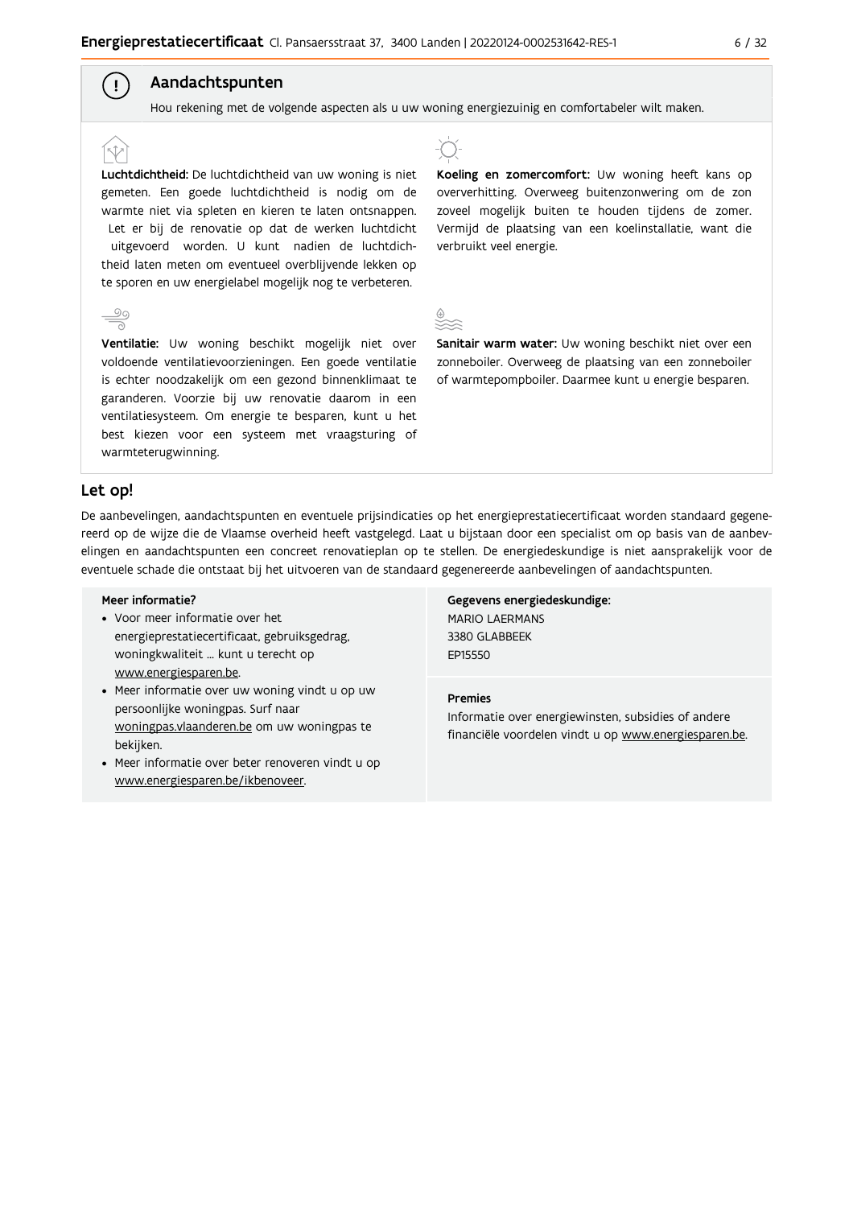## Aandachtspunten

Hou rekening met de volgende aspecten als u uw woning energiezuinig en comfortabeler wilt maken.

**Luchtdichtheid:** De luchtdichtheid van uw woning is niet gemeten. Een goede luchtdichtheid is nodig om de warmte niet via spleten en kieren te laten ontsnappen. Let er bij de renovatie op dat de werken luchtdicht uitgevoerd worden. U kunt nadien de luchtdichtheid laten meten om eventueel overblijvende lekken op te sporen en uw energielabel mogelijk nog te verbeteren.

**Koeling en zomercomfort:** Uw woning heeft kans op oververhitting. Overweeg buitenzonwering om de zon zoveel mogelijk buiten te houden tijdens de zomer. Vermijd de plaatsing van een koelinstallatie, want die verbruikt veel energie.

**Ventilatie:** Uw woning beschikt mogelijk niet over voldoende ventilatievoorzieningen. Een goede ventilatie is echter noodzakelijk om een gezond binnenklimaat te garanderen. Voorzie bij uw renovatie daarom in een ventilatiesysteem. Om energie te besparen, kunt u het best kiezen voor een systeem met vraagsturing of warmteterugwinning.

**Sanitair warm water:** Uw woning beschikt niet over een zonneboiler. Overweeg de plaatsing van een zonneboiler of warmtepompboiler. Daarmee kunt u energie besparen.

## Let op!

De aanbevelingen, aandachtspunten en eventuele prijsindicaties op het energieprestatiecertificaat worden standaard gegenereerd op de wijze die de Vlaamse overheid heeft vastgelegd. Laat u bijstaan door een specialist om op basis van de aanbevelingen en aandachtspunten een concreet renovatieplan op te stellen. De energiedeskundige is niet aansprakelijk voor de eventuele schade die ontstaat bij het uitvoeren van de standaard gegenereerde aanbevelingen of aandachtspunten.

**Meer informatie?**

- Voor meer informatie over het energieprestatiecertificaat, gebruiksgedrag, woningkwaliteit ... kunt u terecht op www.energiesparen.be.
- Meer informatie over uw woning vindt u op uw persoonlijke woningpas. Surf naar woningpas.vlaanderen.be om uw woningpas te bekijken.
- Meer informatie over beter renoveren vindt u op www.energiesparen.be/ikbenoveer.

**Gegevens energiedeskundige:**
MARIO LAERMANS
3380 GLABBEEK
EP15550

**Premies**

Informatie over energiewinsten, subsidies of andere financiële voordelen vindt u op www.energiesparen.be.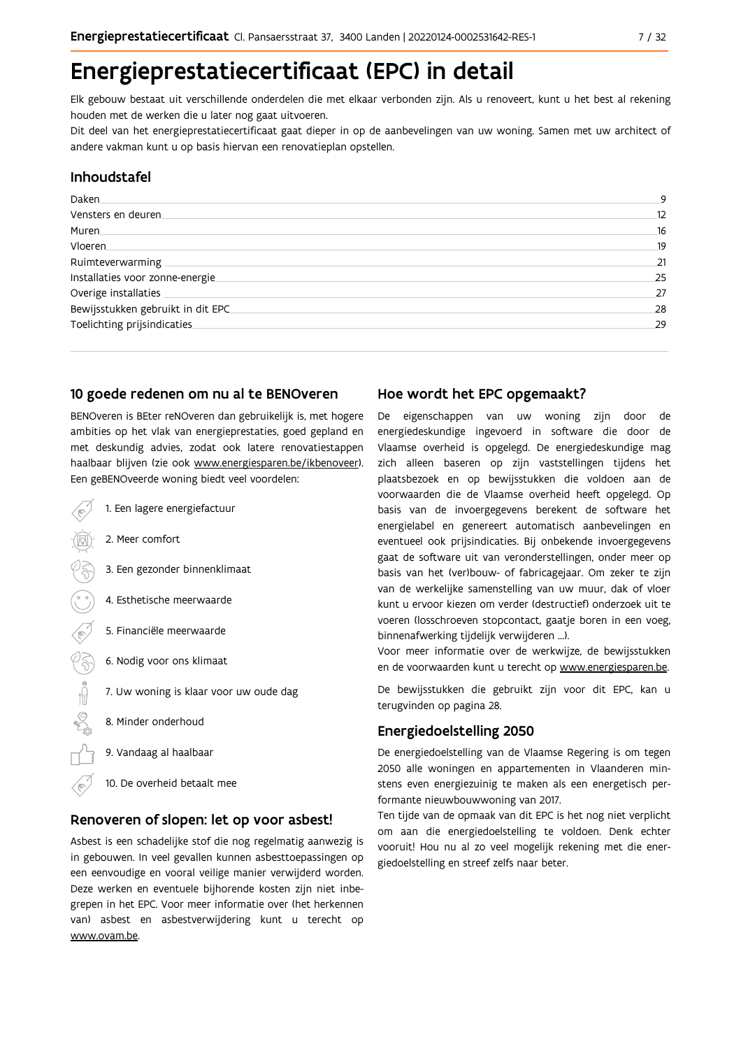# Energieprestatiecertificaat (EPC) in detail

Elk gebouw bestaat uit verschillende onderdelen die met elkaar verbonden zijn. Als u renoveert, kunt u het best al rekening houden met de werken die u later nog gaat uitvoeren.

Dit deel van het energieprestatiecertificaat gaat dieper in op de aanbevelingen van uw woning. Samen met uw architect of andere vakman kunt u op basis hiervan een renovatieplan opstellen.

## Inhoudstafel

| | |
|---|---|
| Daken | 9 |
| Vensters en deuren | 12 |
| Muren | 16 |
| Vloeren | 19 |
| Ruimteverwarming | 21 |
| Installaties voor zonne-energie | 25 |
| Overige installaties | 27 |
| Bewijsstukken gebruikt in dit EPC | 28 |
| Toelichting prijsindicaties | 29 |

## 10 goede redenen om nu al te BENOveren

BENOveren is BEter reNOveren dan gebruikelijk is, met hogere ambities op het vlak van energieprestaties, goed gepland en met deskundig advies, zodat ook latere renovatiestappen haalbaar blijven (zie ook www.energiesparen.be/ikbenoveer). Een geBENOveerde woning biedt veel voordelen:

1. Een lagere energiefactuur
2. Meer comfort
3. Een gezonder binnenklimaat
4. Esthetische meerwaarde
5. Financiële meerwaarde
6. Nodig voor ons klimaat
7. Uw woning is klaar voor uw oude dag
8. Minder onderhoud
9. Vandaag al haalbaar
10. De overheid betaalt mee

## Renoveren of slopen: let op voor asbest!

Asbest is een schadelijke stof die nog regelmatig aanwezig is in gebouwen. In veel gevallen kunnen asbesttoepassingen op een eenvoudige en vooral veilige manier verwijderd worden. Deze werken en eventuele bijhorende kosten zijn niet inbegrepen in het EPC. Voor meer informatie over (het herkennen van) asbest en asbestverwijdering kunt u terecht op www.ovam.be.

## Hoe wordt het EPC opgemaakt?

De eigenschappen van uw woning zijn door de energiedeskundige ingevoerd in software die door de Vlaamse overheid is opgelegd. De energiedeskundige mag zich alleen baseren op zijn vaststellingen tijdens het plaatsbezoek en op bewijsstukken die voldoen aan de voorwaarden die de Vlaamse overheid heeft opgelegd. Op basis van de invoergegevens berekent de software het energielabel en genereert automatisch aanbevelingen en eventueel ook prijsindicaties. Bij onbekende invoergegevens gaat de software uit van veronderstellingen, onder meer op basis van het (ver)bouw- of fabricagejaar. Om zeker te zijn van de werkelijke samenstelling van uw muur, dak of vloer kunt u ervoor kiezen om verder (destructief) onderzoek uit te voeren (losschroeven stopcontact, gaatje boren in een voeg, binnenafwerking tijdelijk verwijderen ...).

Voor meer informatie over de werkwijze, de bewijsstukken en de voorwaarden kunt u terecht op www.energiesparen.be.

De bewijsstukken die gebruikt zijn voor dit EPC, kan u terugvinden op pagina 28.

## Energiedoelstelling 2050

De energiedoelstelling van de Vlaamse Regering is om tegen 2050 alle woningen en appartementen in Vlaanderen minstens even energiezuinig te maken als een energetisch performante nieuwbouwwoning van 2017.

Ten tijde van de opmaak van dit EPC is het nog niet verplicht om aan die energiedoelstelling te voldoen. Denk echter vooruit! Hou nu al zo veel mogelijk rekening met die energiedoelstelling en streef zelfs naar beter.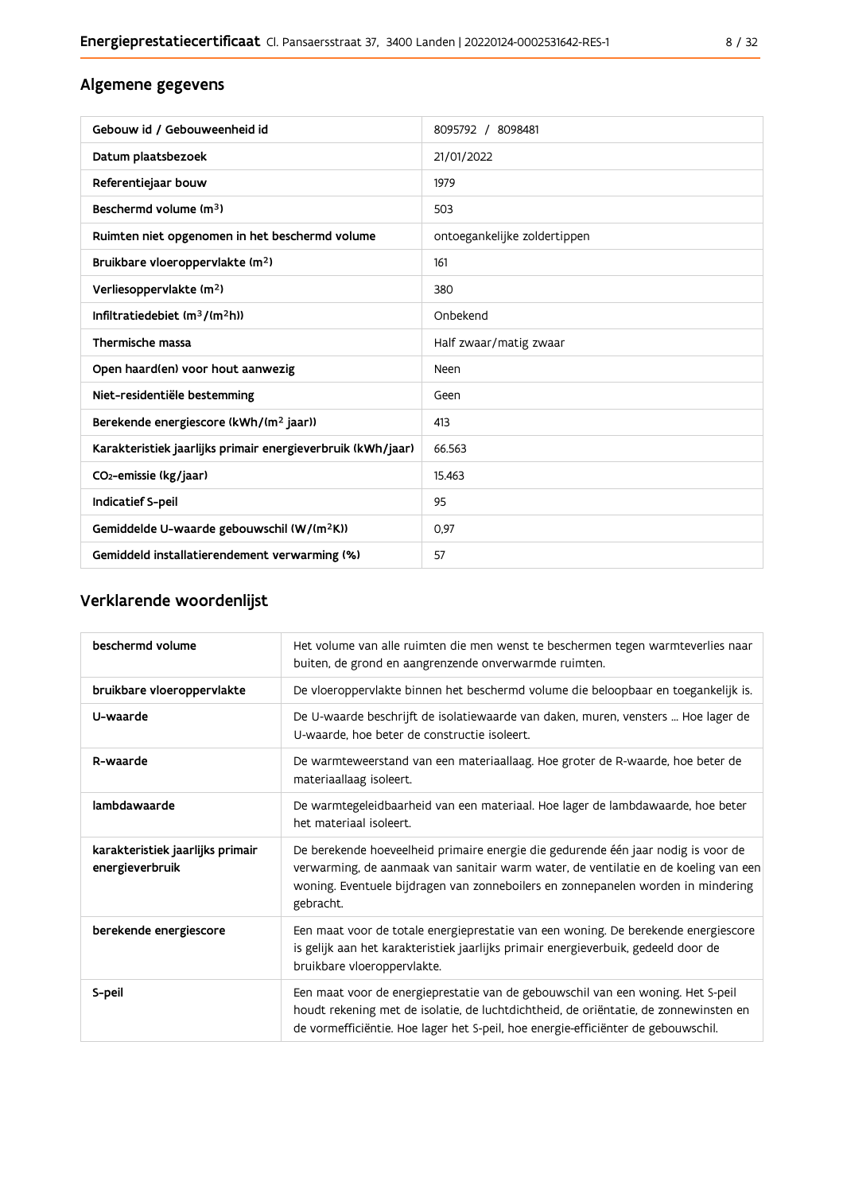## Algemene gegevens

| | |
|---|---|
| Gebouw id / Gebouweenheid id | 8095792 / 8098481 |
| Datum plaatsbezoek | 21/01/2022 |
| Referentiejaar bouw | 1979 |
| Beschermd volume ($m^3$) | 503 |
| Ruimten niet opgenomen in het beschermd volume | ontoegankelijke zoldertippen |
| Bruikbare vloeroppervlakte ($m^2$) | 161 |
| Verliesoppervlakte ($m^2$) | 380 |
| Infiltratiedebiet ($m^3/(m^2h)$) | Onbekend |
| Thermische massa | Half zwaar/matig zwaar |
| Open haard(en) voor hout aanwezig | Neen |
| Niet-residentiële bestemming | Geen |
| Berekende energiescore (kWh/($m^2$ jaar)) | 413 |
| Karakteristiek jaarlijks primair energieverbruik (kWh/jaar) | 66.563 |
| $CO_2$-emissie (kg/jaar) | 15.463 |
| Indicatief S-peil | 95 |
| Gemiddelde U-waarde gebouwschil (W/($m^2$K)) | 0,97 |
| Gemiddeld installatierendement verwarming (%) | 57 |

## Verklarende woordenlijst

| | |
|---|---|
| beschermd volume | Het volume van alle ruimten die men wenst te beschermen tegen warmteverlies naar buiten, de grond en aangrenzende onverwarmde ruimten. |
| bruikbare vloeroppervlakte | De vloeroppervlakte binnen het beschermd volume die beloopbaar en toegankelijk is. |
| U-waarde | De U-waarde beschrijft de isolatiewaarde van daken, muren, vensters ... Hoe lager de U-waarde, hoe beter de constructie isoleert. |
| R-waarde | De warmteweerstand van een materiaallaag. Hoe groter de R-waarde, hoe beter de materiaallaag isoleert. |
| lambdawaarde | De warmtegeleidbaarheid van een materiaal. Hoe lager de lambdawaarde, hoe beter het materiaal isoleert. |
| karakteristiek jaarlijks primair energieverbruik | De berekende hoeveelheid primaire energie die gedurende één jaar nodig is voor de verwarming, de aanmaak van sanitair warm water, de ventilatie en de koeling van een woning. Eventuele bijdragen van zonneboilers en zonnepanelen worden in mindering gebracht. |
| berekende energiescore | Een maat voor de totale energieprestatie van een woning. De berekende energiescore is gelijk aan het karakteristiek jaarlijks primair energieverbuik, gedeeld door de bruikbare vloeroppervlakte. |
| S-peil | Een maat voor de energieprestatie van de gebouwschil van een woning. Het S-peil houdt rekening met de isolatie, de luchtdichtheid, de oriëntatie, de zonnewinsten en de vormefficiëntie. Hoe lager het S-peil, hoe energie-efficiënter de gebouwschil. |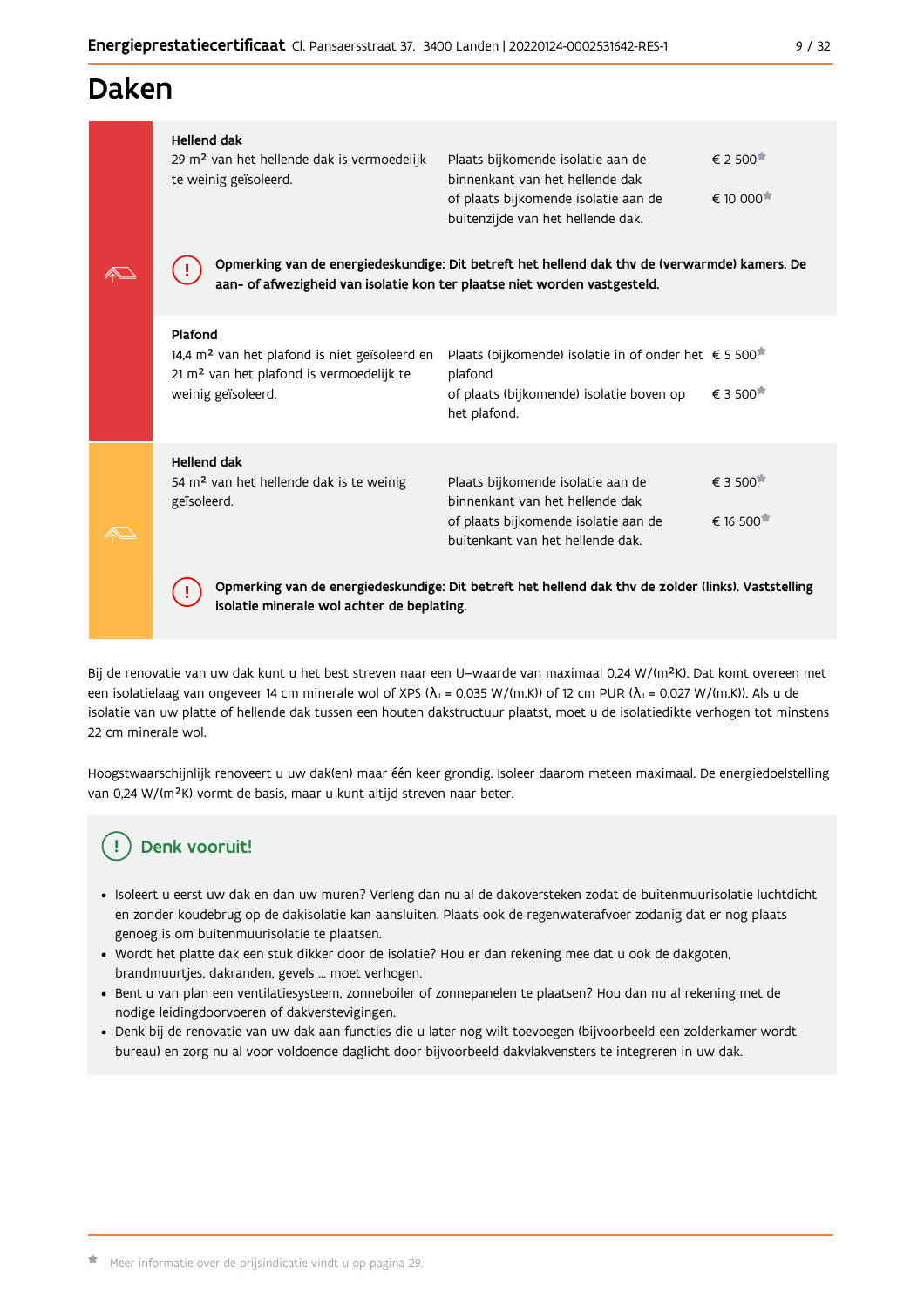# Daken

**Hellend dak**

| | | |
|---|---|---|
| 29 m² van het hellende dak is vermoedelijk te weinig geïsoleerd. | Plaats bijkomende isolatie aan de binnenkant van het hellende dak | € 2 500* |
| | of plaats bijkomende isolatie aan de buitenzijde van het hellende dak. | € 10 000* |

**Opmerking van de energiedeskundige: Dit betreft het hellend dak thv de (verwarmde) kamers. De aan- of afwezigheid van isolatie kon ter plaatse niet worden vastgesteld.**

**Plafond**

| | | |
|---|---|---|
| 14,4 m² van het plafond is niet geïsoleerd en 21 m² van het plafond is vermoedelijk te weinig geïsoleerd. | Plaats (bijkomende) isolatie in of onder het plafond | € 5 500* |
| | of plaats (bijkomende) isolatie boven op het plafond. | € 3 500* |

**Hellend dak**

| | | |
|---|---|---|
| 54 m² van het hellende dak is te weinig geïsoleerd. | Plaats bijkomende isolatie aan de binnenkant van het hellende dak | € 3 500* |
| | of plaats bijkomende isolatie aan de buitenkant van het hellende dak. | € 16 500* |

**Opmerking van de energiedeskundige: Dit betreft het hellend dak thv de zolder (links). Vaststelling isolatie minerale wol achter de beplating.**

Bij de renovatie van uw dak kunt u het best streven naar een U–waarde van maximaal 0,24 W/(m²K). Dat komt overeen met een isolatielaag van ongeveer 14 cm minerale wol of XPS ($\lambda_d$ = 0,035 W/(m.K)) of 12 cm PUR ($\lambda_d$ = 0,027 W/(m.K)). Als u de isolatie van uw platte of hellende dak tussen een houten dakstructuur plaatst, moet u de isolatiedikte verhogen tot minstens 22 cm minerale wol.

Hoogstwaarschijnlijk renoveert u uw dak(en) maar één keer grondig. Isoleer daarom meteen maximaal. De energiedoelstelling van 0,24 W/(m²K) vormt de basis, maar u kunt altijd streven naar beter.

## Denk vooruit!

- Isoleert u eerst uw dak en dan uw muren? Verleng dan nu al de dakoversteken zodat de buitenmuurisolatie luchtdicht en zonder koudebrug op de dakisolatie kan aansluiten. Plaats ook de regenwaterafvoer zodanig dat er nog plaats genoeg is om buitenmuurisolatie te plaatsen.
- Wordt het platte dak een stuk dikker door de isolatie? Hou er dan rekening mee dat u ook de dakgoten, brandmuurtjes, dakranden, gevels ... moet verhogen.
- Bent u van plan een ventilatiesysteem, zonneboiler of zonnepanelen te plaatsen? Hou dan nu al rekening met de nodige leidingdoorvoeren of dakverstevigingen.
- Denk bij de renovatie van uw dak aan functies die u later nog wilt toevoegen (bijvoorbeeld een zolderkamer wordt bureau) en zorg nu al voor voldoende daglicht door bijvoorbeeld dakvlakvensters te integreren in uw dak.

* Meer informatie over de prijsindicatie vindt u op pagina 29.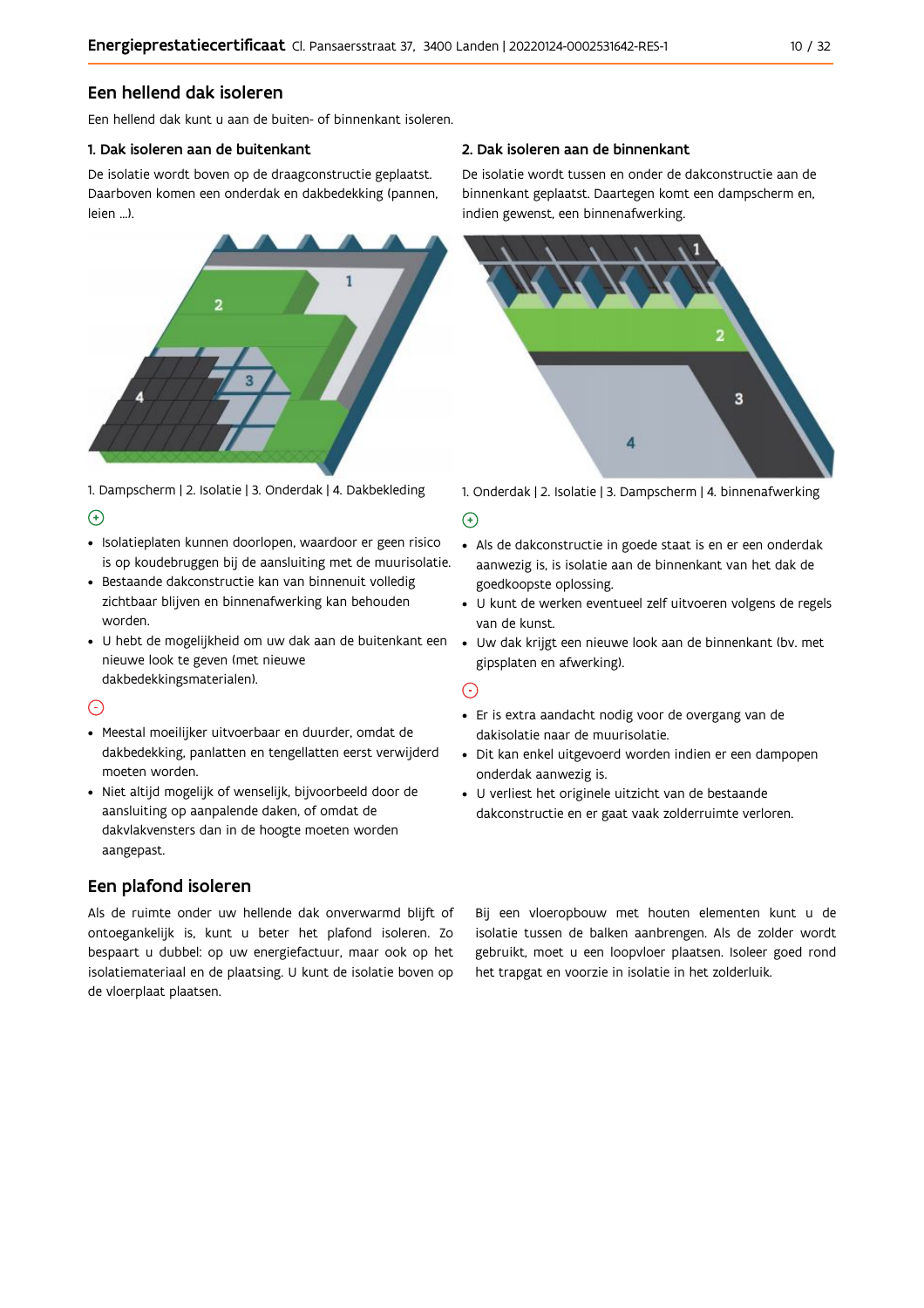## Een hellend dak isoleren

Een hellend dak kunt u aan de buiten- of binnenkant isoleren.

### 1. Dak isoleren aan de buitenkant

De isolatie wordt boven op de draagconstructie geplaatst. Daarboven komen een onderdak en dakbedekking (pannen, leien ...).

1. Dampscherm | 2. Isolatie | 3. Onderdak | 4. Dakbekleding

⊕

- Isolatieplaten kunnen doorlopen, waardoor er geen risico is op koudebruggen bij de aansluiting met de muurisolatie.
- Bestaande dakconstructie kan van binnenuit volledig zichtbaar blijven en binnenafwerking kan behouden worden.
- U hebt de mogelijkheid om uw dak aan de buitenkant een nieuwe look te geven (met nieuwe dakbedekkingsmaterialen).

⊖

- Meestal moeilijker uitvoerbaar en duurder, omdat de dakbedekking, panlatten en tengellatten eerst verwijderd moeten worden.
- Niet altijd mogelijk of wenselijk, bijvoorbeeld door de aansluiting op aanpalende daken, of omdat de dakvlakvensters dan in de hoogte moeten worden aangepast.

### 2. Dak isoleren aan de binnenkant

De isolatie wordt tussen en onder de dakconstructie aan de binnenkant geplaatst. Daartegen komt een dampscherm en, indien gewenst, een binnenafwerking.

1. Onderdak | 2. Isolatie | 3. Dampscherm | 4. binnenafwerking

⊕

- Als de dakconstructie in goede staat is en er een onderdak aanwezig is, is isolatie aan de binnenkant van het dak de goedkoopste oplossing.
- U kunt de werken eventueel zelf uitvoeren volgens de regels van de kunst.
- Uw dak krijgt een nieuwe look aan de binnenkant (bv. met gipsplaten en afwerking).

⊖

- Er is extra aandacht nodig voor de overgang van de dakisolatie naar de muurisolatie.
- Dit kan enkel uitgevoerd worden indien er een dampopen onderdak aanwezig is.
- U verliest het originele uitzicht van de bestaande dakconstructie en er gaat vaak zolderruimte verloren.

## Een plafond isoleren

Als de ruimte onder uw hellende dak onverwarmd blijft of ontoegankelijk is, kunt u beter het plafond isoleren. Zo bespaart u dubbel: op uw energiefactuur, maar ook op het isolatiemateriaal en de plaatsing. U kunt de isolatie boven op de vloerplaat plaatsen.

Bij een vloeropbouw met houten elementen kunt u de isolatie tussen de balken aanbrengen. Als de zolder wordt gebruikt, moet u een loopvloer plaatsen. Isoleer goed rond het trapgat en voorzie in isolatie in het zolderluik.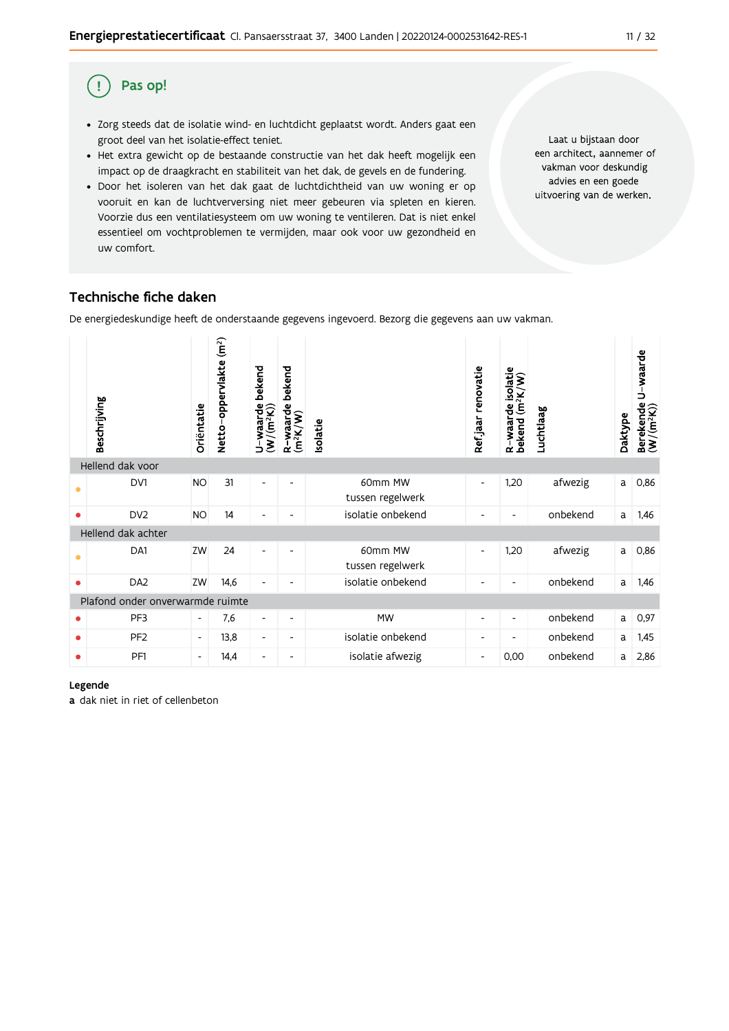## Pas op!

- Zorg steeds dat de isolatie wind- en luchtdicht geplaatst wordt. Anders gaat een groot deel van het isolatie-effect teniet.
- Het extra gewicht op de bestaande constructie van het dak heeft mogelijk een impact op de draagkracht en stabiliteit van het dak, de gevels en de fundering.
- Door het isoleren van het dak gaat de luchtdichtheid van uw woning er op vooruit en kan de luchtverversing niet meer gebeuren via spleten en kieren. Voorzie dus een ventilatiesysteem om uw woning te ventileren. Dat is niet enkel essentieel om vochtproblemen te vermijden, maar ook voor uw gezondheid en uw comfort.

Laat u bijstaan door een architect, aannemer of vakman voor deskundig advies en een goede uitvoering van de werken.

## Technische fiche daken

De energiedeskundige heeft de onderstaande gegevens ingevoerd. Bezorg die gegevens aan uw vakman.

| | Beschrijving | Oriëntatie | Netto-oppervlakte ($m^2$) | U-waarde bekend ($W/(m^2K)$) | R-waarde bekend ($m^2K/W$) | Isolatie | Ref.jaar renovatie | R-waarde isolatie bekend ($m^2K/W$) | Luchtlaag | Daktype | Berekende U-waarde ($W/(m^2K)$) |
|---|---|---|---|---|---|---|---|---|---|---|---|
| Hellend dak voor | | | | | | | | | | | |
| • | DV1 | NO | 31 | - | - | 60mm MW tussen regelwerk | - | 1,20 | afwezig | a | 0,86 |
| • | DV2 | NO | 14 | - | - | isolatie onbekend | - | - | onbekend | a | 1,46 |
| Hellend dak achter | | | | | | | | | | | |
| • | DA1 | ZW | 24 | - | - | 60mm MW tussen regelwerk | - | 1,20 | afwezig | a | 0,86 |
| • | DA2 | ZW | 14,6 | - | - | isolatie onbekend | - | - | onbekend | a | 1,46 |
| Plafond onder onverwarmde ruimte | | | | | | | | | | | |
| • | PF3 | - | 7,6 | - | - | MW | - | - | onbekend | a | 0,97 |
| • | PF2 | - | 13,8 | - | - | isolatie onbekend | - | - | onbekend | a | 1,45 |
| • | PF1 | - | 14,4 | - | - | isolatie afwezig | - | 0,00 | onbekend | a | 2,86 |

**Legende**

**a** dak niet in riet of cellenbeton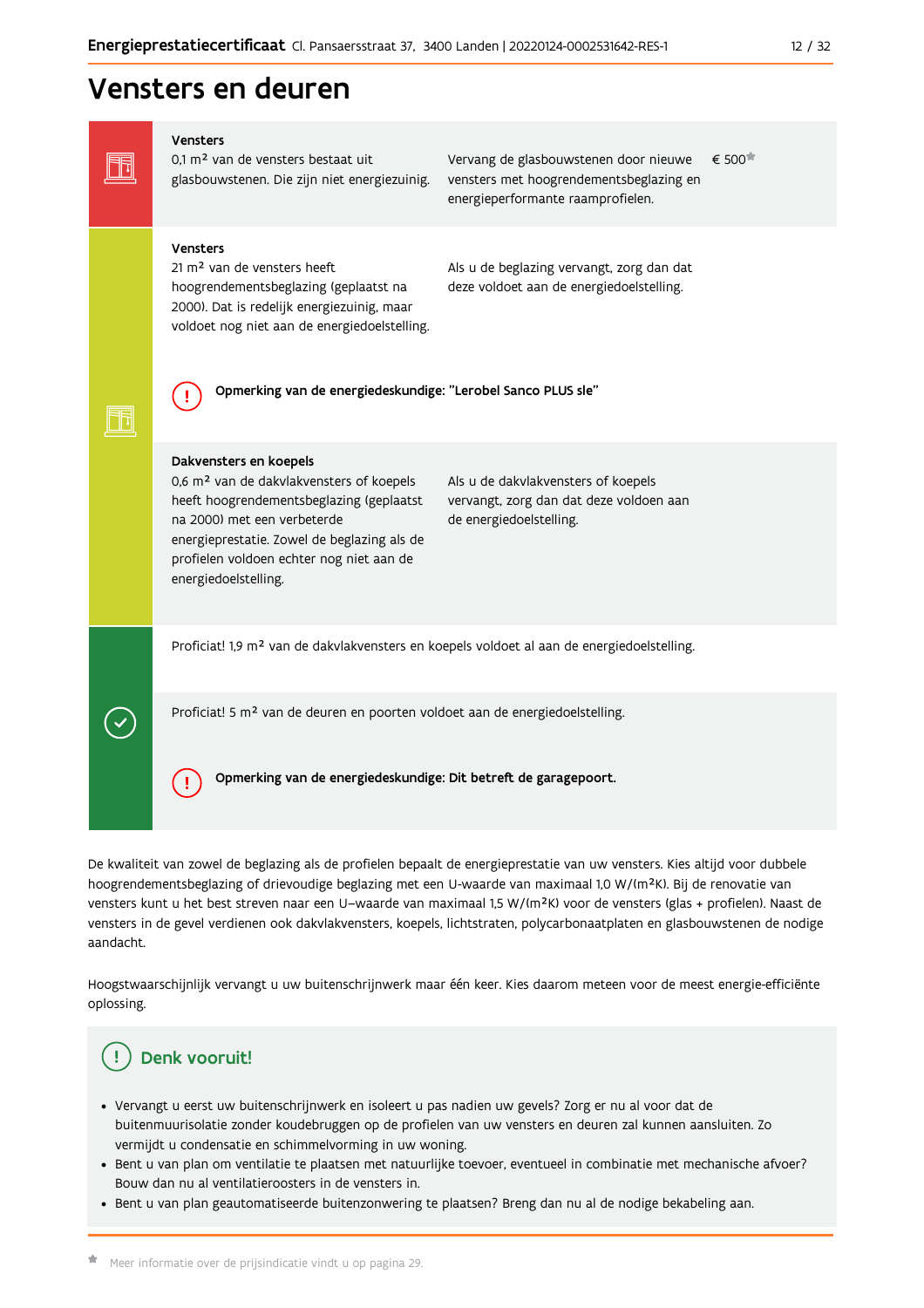# Vensters en deuren

### Vensters

0,1 m² van de vensters bestaat uit glasbouwstenen. Die zijn niet energiezuinig.

Vervang de glasbouwstenen door nieuwe vensters met hoogrendementsbeglazing en energieperformante raamprofielen.

€ 500*

### Vensters

21 m² van de vensters heeft hoogrendementsbeglazing (geplaatst na 2000). Dat is redelijk energiezuinig, maar voldoet nog niet aan de energiedoelstelling.

Als u de beglazing vervangt, zorg dan dat deze voldoet aan de energiedoelstelling.

**Opmerking van de energiedeskundige: "Lerobel Sanco PLUS sle"**

### Dakvensters en koepels

0,6 m² van de dakvlakvensters of koepels heeft hoogrendementsbeglazing (geplaatst na 2000) met een verbeterde energieprestatie. Zowel de beglazing als de profielen voldoen echter nog niet aan de energiedoelstelling.

Als u de dakvlakvensters of koepels vervangt, zorg dan dat deze voldoen aan de energiedoelstelling.

Proficiat! 1,9 m² van de dakvlakvensters en koepels voldoet al aan de energiedoelstelling.

Proficiat! 5 m² van de deuren en poorten voldoet aan de energiedoelstelling.

**Opmerking van de energiedeskundige: Dit betreft de garagepoort.**

De kwaliteit van zowel de beglazing als de profielen bepaalt de energieprestatie van uw vensters. Kies altijd voor dubbele hoogrendementsbeglazing of drievoudige beglazing met een U-waarde van maximaal 1,0 W/(m²K). Bij de renovatie van vensters kunt u het best streven naar een U-waarde van maximaal 1,5 W/(m²K) voor de vensters (glas + profielen). Naast de vensters in de gevel verdienen ook dakvlakvensters, koepels, lichtstraten, polycarbonaatplaten en glasbouwstenen de nodige aandacht.

Hoogstwaarschijnlijk vervangt u uw buitenschrijnwerk maar één keer. Kies daarom meteen voor de meest energie-efficiënte oplossing.

## Denk vooruit!

- Vervangt u eerst uw buitenschrijnwerk en isoleert u pas nadien uw gevels? Zorg er nu al voor dat de buitenmuurisolatie zonder koudebruggen op de profielen van uw vensters en deuren zal kunnen aansluiten. Zo vermijdt u condensatie en schimmelvorming in uw woning.
- Bent u van plan om ventilatie te plaatsen met natuurlijke toevoer, eventueel in combinatie met mechanische afvoer? Bouw dan nu al ventilatieroosters in de vensters in.
- Bent u van plan geautomatiseerde buitenzonwering te plaatsen? Breng dan nu al de nodige bekabeling aan.

* Meer informatie over de prijsindicatie vindt u op pagina 29.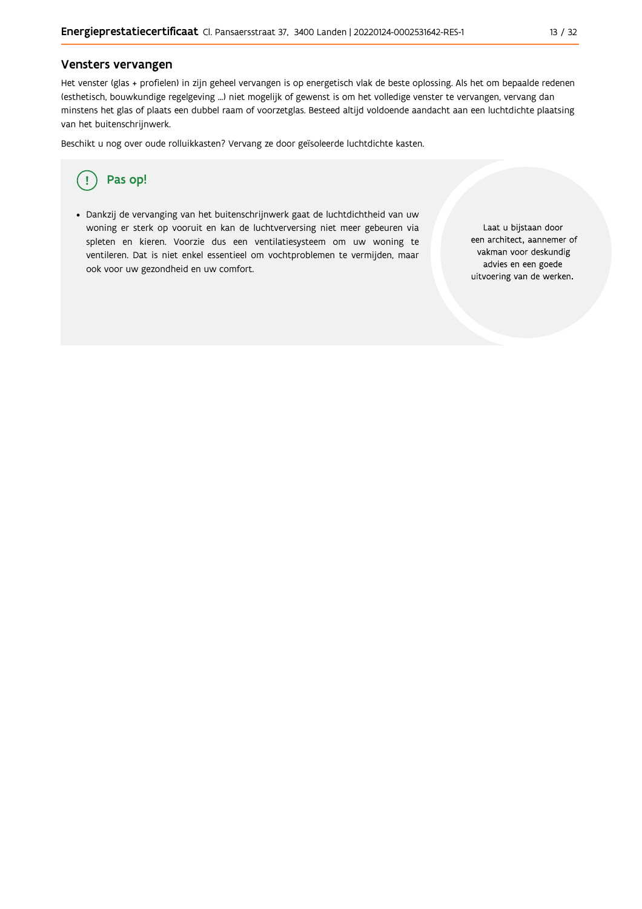## Vensters vervangen

Het venster (glas + profielen) in zijn geheel vervangen is op energetisch vlak de beste oplossing. Als het om bepaalde redenen (esthetisch, bouwkundige regelgeving ...) niet mogelijk of gewenst is om het volledige venster te vervangen, vervang dan minstens het glas of plaats een dubbel raam of voorzetglas. Besteed altijd voldoende aandacht aan een luchtdichte plaatsing van het buitenschrijnwerk.

Beschikt u nog over oude rolluikkasten? Vervang ze door geïsoleerde luchtdichte kasten.

### Pas op!

- Dankzij de vervanging van het buitenschrijnwerk gaat de luchtdichtheid van uw woning er sterk op vooruit en kan de luchtverversing niet meer gebeuren via spleten en kieren. Voorzie dus een ventilatiesysteem om uw woning te ventileren. Dat is niet enkel essentieel om vochtproblemen te vermijden, maar ook voor uw gezondheid en uw comfort.

Laat u bijstaan door een architect, aannemer of vakman voor deskundig advies en een goede uitvoering van de werken.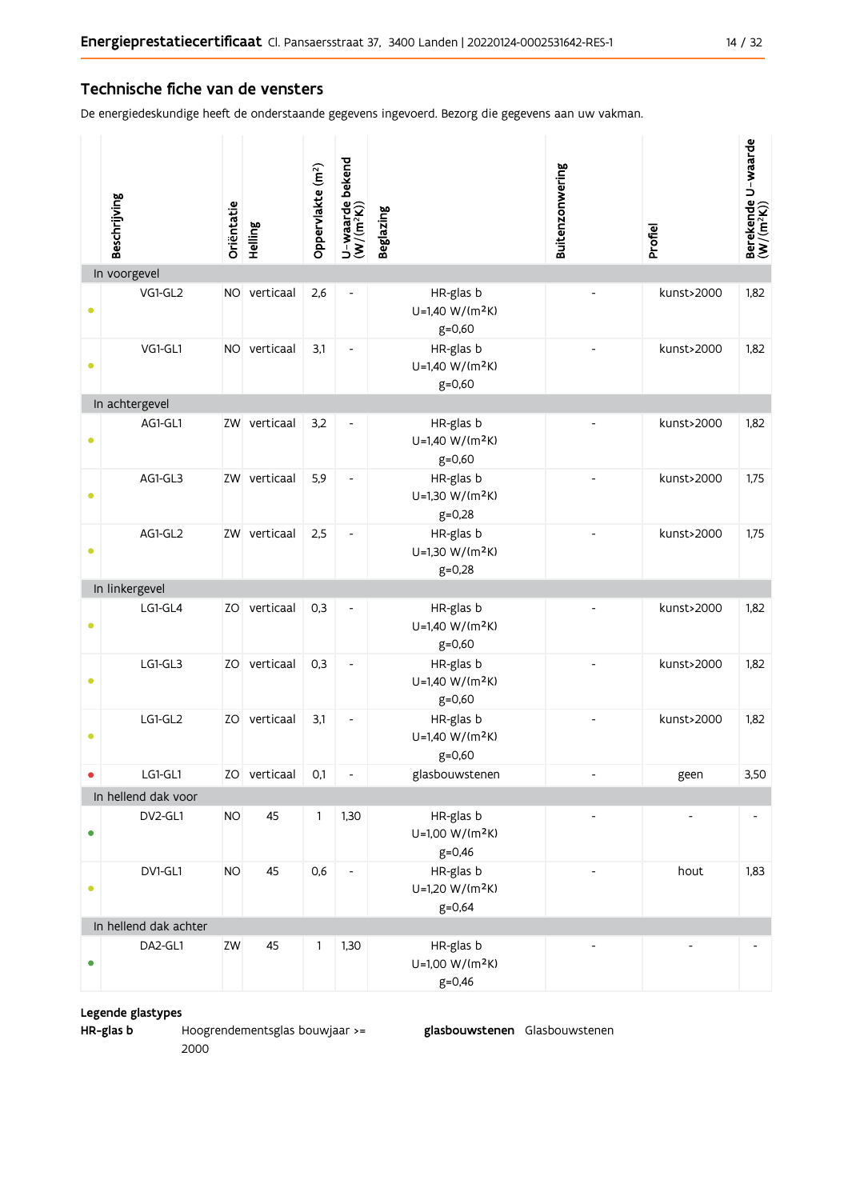## Technische fiche van de vensters

De energiedeskundige heeft de onderstaande gegevens ingevoerd. Bezorg die gegevens aan uw vakman.

| | Beschrijving | Oriëntatie | Helling | Oppervlakte (m²) | U-waarde bekend (W/(m²K)) | Beglazing | Buitenzonwering | Profiel | Berekende U-waarde (W/(m²K)) |
|---|---|---|---|---|---|---|---|---|---|
| **In voorgevel** | | | | | | | | | |
| • | VG1-GL2 | NO | verticaal | 2,6 | - | HR-glas b U=1,40 W/(m²K) g=0,60 | - | kunst>2000 | 1,82 |
| • | VG1-GL1 | NO | verticaal | 3,1 | - | HR-glas b U=1,40 W/(m²K) g=0,60 | - | kunst>2000 | 1,82 |
| **In achtergevel** | | | | | | | | | |
| • | AG1-GL1 | ZW | verticaal | 3,2 | - | HR-glas b U=1,40 W/(m²K) g=0,60 | - | kunst>2000 | 1,82 |
| • | AG1-GL3 | ZW | verticaal | 5,9 | - | HR-glas b U=1,30 W/(m²K) g=0,28 | - | kunst>2000 | 1,75 |
| • | AG1-GL2 | ZW | verticaal | 2,5 | - | HR-glas b U=1,30 W/(m²K) g=0,28 | - | kunst>2000 | 1,75 |
| **In linkergevel** | | | | | | | | | |
| • | LG1-GL4 | ZO | verticaal | 0,3 | - | HR-glas b U=1,40 W/(m²K) g=0,60 | - | kunst>2000 | 1,82 |
| • | LG1-GL3 | ZO | verticaal | 0,3 | - | HR-glas b U=1,40 W/(m²K) g=0,60 | - | kunst>2000 | 1,82 |
| • | LG1-GL2 | ZO | verticaal | 3,1 | - | HR-glas b U=1,40 W/(m²K) g=0,60 | - | kunst>2000 | 1,82 |
| • | LG1-GL1 | ZO | verticaal | 0,1 | - | glasbouwstenen | - | geen | 3,50 |
| **In hellend dak voor** | | | | | | | | | |
| • | DV2-GL1 | NO | 45 | 1 | 1,30 | HR-glas b U=1,00 W/(m²K) g=0,46 | - | - | - |
| • | DV1-GL1 | NO | 45 | 0,6 | - | HR-glas b U=1,20 W/(m²K) g=0,64 | - | hout | 1,83 |
| **In hellend dak achter** | | | | | | | | | |
| • | DA2-GL1 | ZW | 45 | 1 | 1,30 | HR-glas b U=1,00 W/(m²K) g=0,46 | - | - | - |

**Legende glastypes**

**HR-glas b** Hoogrendementsglas bouwjaar >= 2000

**glasbouwstenen** Glasbouwstenen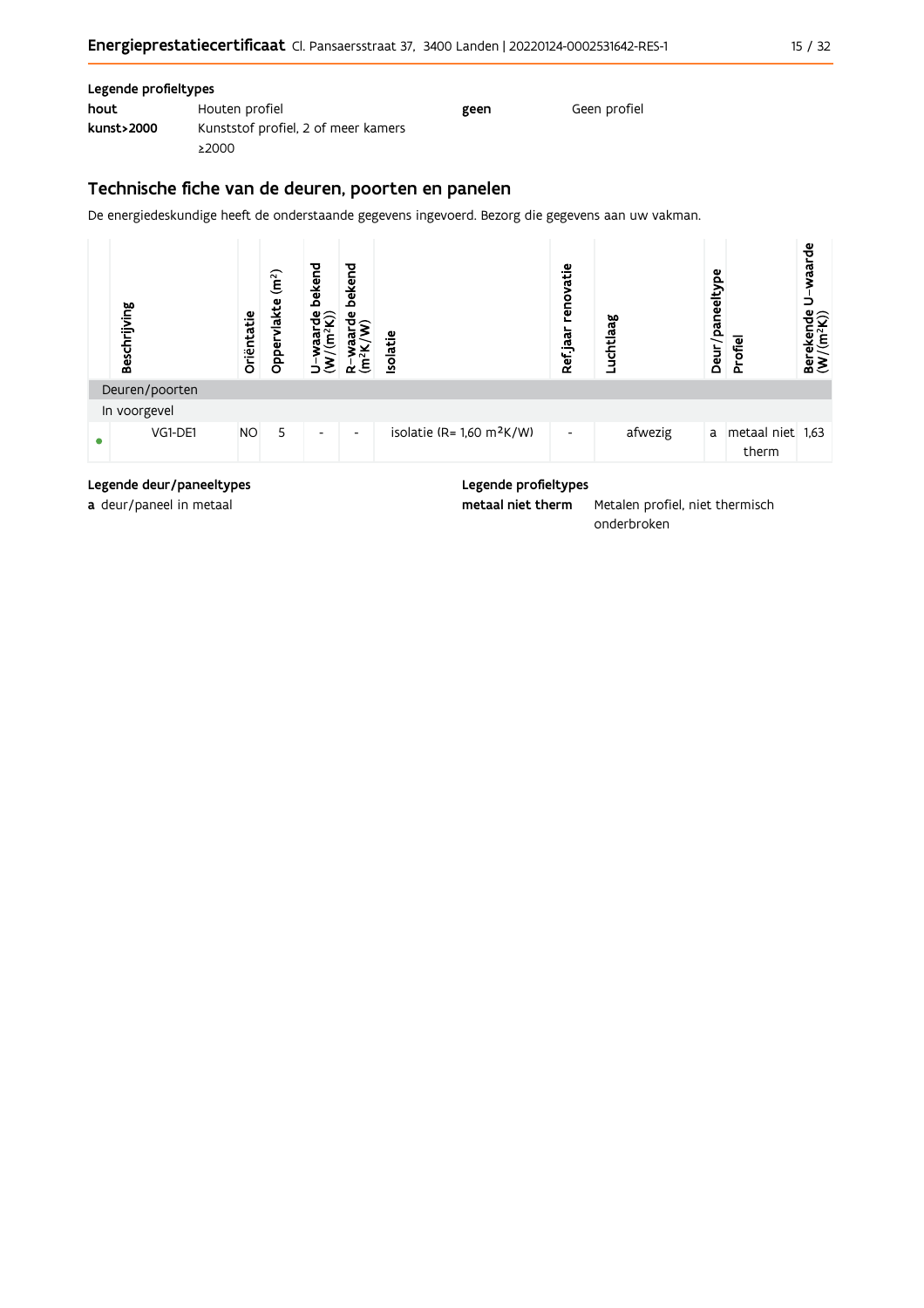**Legende profieltypes**

| | | | |
|---|---|---|---|
| **hout** | Houten profiel | **geen** | Geen profiel |
| **kunst>2000** | Kunststof profiel, 2 of meer kamers ≥2000 | | |

## Technische fiche van de deuren, poorten en panelen

De energiedeskundige heeft de onderstaande gegevens ingevoerd. Bezorg die gegevens aan uw vakman.

| | Beschrijving | Oriëntatie | Oppervlakte (m²) | U-waarde bekend (W/(m²K)) | R-waarde bekend (m²K/W) | Isolatie | Ref.jaar renovatie | Luchtlaag | Deur/paneeltype | Profiel | Berekende U-waarde (W/(m²K)) |
|---|---|---|---|---|---|---|---|---|---|---|---|
| Deuren/poorten | | | | | | | | | | | |
| In voorgevel | | | | | | | | | | | |
| • | VG1-DE1 | NO | 5 | - | - | isolatie (R= 1,60 m²K/W) | - | afwezig | a | metaal niet therm | 1,63 |

**Legende deur/paneeltypes**

**a** deur/paneel in metaal

**Legende profieltypes**

**metaal niet therm** Metalen profiel, niet thermisch onderbroken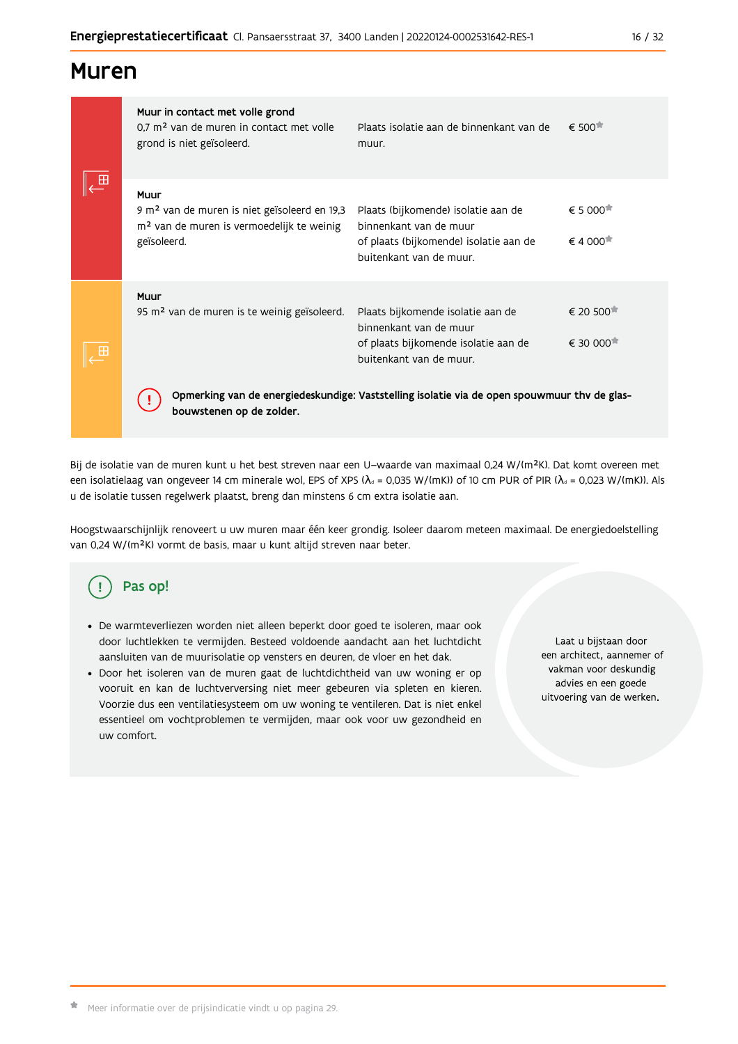# Muren

| Onderdeel | Aanbeveling | Prijsindicatie |
| --- | --- | --- |
| **Muur in contact met volle grond**<br>0,7 m² van de muren in contact met volle grond is niet geïsoleerd. | Plaats isolatie aan de binnenkant van de muur. | € 500* |
| **Muur**<br>9 m² van de muren is niet geïsoleerd en 19,3 m² van de muren is vermoedelijk te weinig geïsoleerd. | Plaats (bijkomende) isolatie aan de binnenkant van de muur<br>of plaats (bijkomende) isolatie aan de buitenkant van de muur. | € 5 000*<br><br>€ 4 000* |
| **Muur**<br>95 m² van de muren is te weinig geïsoleerd. | Plaats bijkomende isolatie aan de binnenkant van de muur<br>of plaats bijkomende isolatie aan de buitenkant van de muur. | € 20 500*<br><br>€ 30 000* |

**Opmerking van de energiedeskundige: Vaststelling isolatie via de open spouwmuur thv de glas-bouwstenen op de zolder.**

Bij de isolatie van de muren kunt u het best streven naar een U-waarde van maximaal 0,24 W/(m²K). Dat komt overeen met een isolatielaag van ongeveer 14 cm minerale wol, EPS of XPS ($\lambda_d$ = 0,035 W/(mK)) of 10 cm PUR of PIR ($\lambda_d$ = 0,023 W/(mK)). Als u de isolatie tussen regelwerk plaatst, breng dan minstens 6 cm extra isolatie aan.

Hoogstwaarschijnlijk renoveert u uw muren maar één keer grondig. Isoleer daarom meteen maximaal. De energiedoelstelling van 0,24 W/(m²K) vormt de basis, maar u kunt altijd streven naar beter.

## Pas op!

- De warmteverliezen worden niet alleen beperkt door goed te isoleren, maar ook door luchtlekken te vermijden. Besteed voldoende aandacht aan het luchtdicht aansluiten van de muurisolatie op vensters en deuren, de vloer en het dak.
- Door het isoleren van de muren gaat de luchtdichtheid van uw woning er op vooruit en kan de luchtverversing niet meer gebeuren via spleten en kieren. Voorzie dus een ventilatiesysteem om uw woning te ventileren. Dat is niet enkel essentieel om vochtproblemen te vermijden, maar ook voor uw gezondheid en uw comfort.

Laat u bijstaan door een architect, aannemer of vakman voor deskundig advies en een goede uitvoering van de werken.

* Meer informatie over de prijsindicatie vindt u op pagina 29.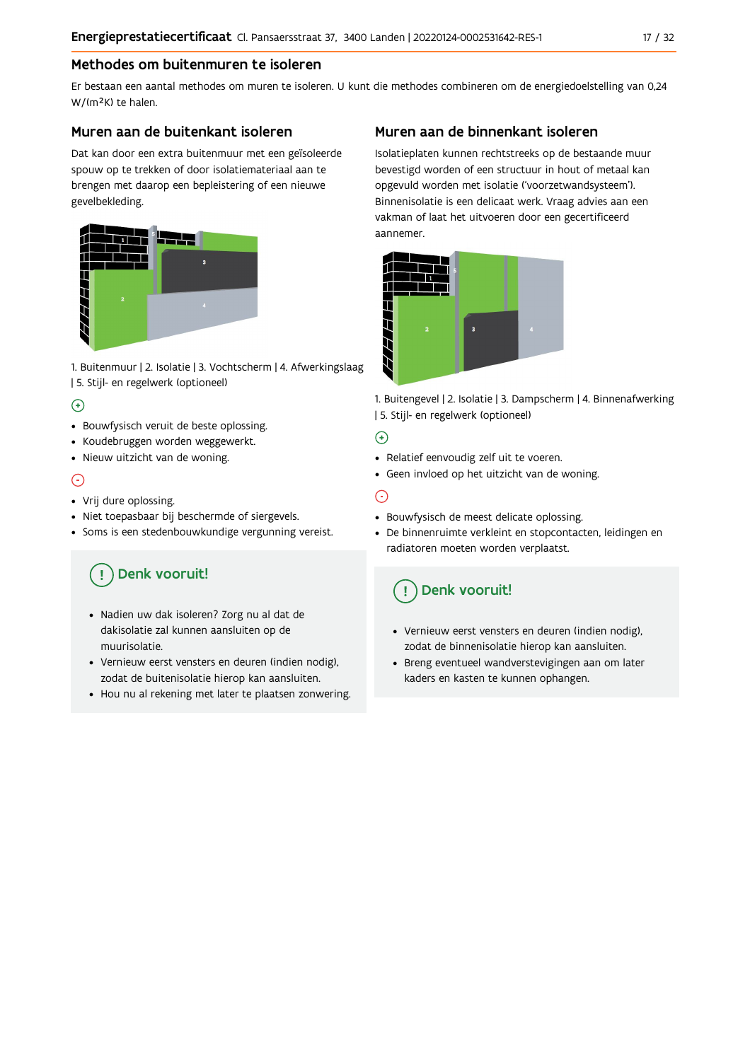## Methodes om buitenmuren te isoleren

Er bestaan een aantal methodes om muren te isoleren. U kunt die methodes combineren om de energiedoelstelling van 0,24 W/(m²K) te halen.

### Muren aan de buitenkant isoleren

Dat kan door een extra buitenmuur met een geïsoleerde spouw op te trekken of door isolatiemateriaal aan te brengen met daarop een bepleistering of een nieuwe gevelbekleding.

1. Buitenmuur | 2. Isolatie | 3. Vochtscherm | 4. Afwerkingslaag | 5. Stijl- en regelwerk (optioneel)

(+)

- Bouwfysisch veruit de beste oplossing.
- Koudebruggen worden weggewerkt.
- Nieuw uitzicht van de woning.

(-)

- Vrij dure oplossing.
- Niet toepasbaar bij beschermde of siergevels.
- Soms is een stedenbouwkundige vergunning vereist.

#### Denk vooruit!

- Nadien uw dak isoleren? Zorg nu al dat de dakisolatie zal kunnen aansluiten op de muurisolatie.
- Vernieuw eerst vensters en deuren (indien nodig), zodat de buitenisolatie hierop kan aansluiten.
- Hou nu al rekening met later te plaatsen zonwering.

### Muren aan de binnenkant isoleren

Isolatieplaten kunnen rechtstreeks op de bestaande muur bevestigd worden of een structuur in hout of metaal kan opgevuld worden met isolatie ('voorzetwandsysteem'). Binnenisolatie is een delicaat werk. Vraag advies aan een vakman of laat het uitvoeren door een gecertificeerd aannemer.

1. Buitengevel | 2. Isolatie | 3. Dampscherm | 4. Binnenafwerking | 5. Stijl- en regelwerk (optioneel)

(+)

- Relatief eenvoudig zelf uit te voeren.
- Geen invloed op het uitzicht van de woning.

(-)

- Bouwfysisch de meest delicate oplossing.
- De binnenruimte verkleint en stopcontacten, leidingen en radiatoren moeten worden verplaatst.

#### Denk vooruit!

- Vernieuw eerst vensters en deuren (indien nodig), zodat de binnenisolatie hierop kan aansluiten.
- Breng eventueel wandverstevigingen aan om later kaders en kasten te kunnen ophangen.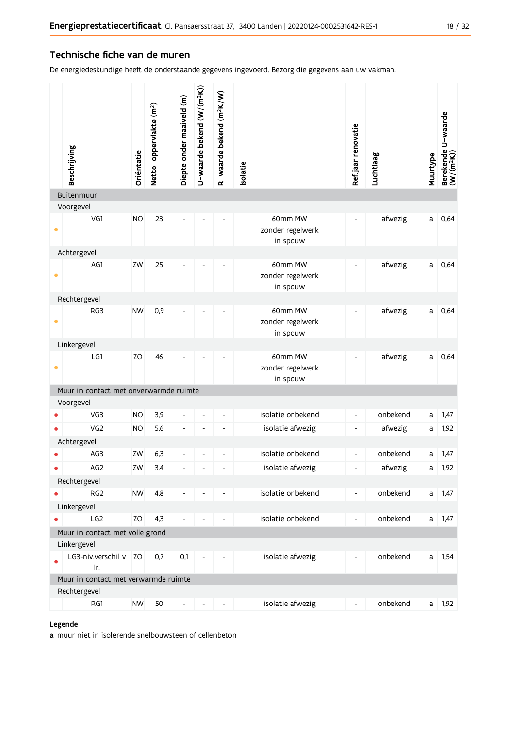## Technische fiche van de muren

De energiedeskundige heeft de onderstaande gegevens ingevoerd. Bezorg die gegevens aan uw vakman.

| | Beschrijving | Oriëntatie | Netto-oppervlakte (m²) | Diepte onder maaiveld (m) | U-waarde bekend (W/(m²K)) | R-waarde bekend (m²K/W) | Isolatie | Ref.jaar renovatie | Luchtlaag | Muurtype | Berekende U-waarde (W/(m²K)) |
|---|---|---|---|---|---|---|---|---|---|---|---|
| **Buitenmuur** | | | | | | | | | | | |
| Voorgevel | | | | | | | | | | | |
| • | VG1 | NO | 23 | - | - | - | 60mm MW zonder regelwerk in spouw | - | afwezig | a | 0,64 |
| Achtergevel | | | | | | | | | | | |
| • | AG1 | ZW | 25 | - | - | - | 60mm MW zonder regelwerk in spouw | - | afwezig | a | 0,64 |
| Rechtergevel | | | | | | | | | | | |
| • | RG3 | NW | 0,9 | - | - | - | 60mm MW zonder regelwerk in spouw | - | afwezig | a | 0,64 |
| Linkergevel | | | | | | | | | | | |
| • | LG1 | ZO | 46 | - | - | - | 60mm MW zonder regelwerk in spouw | - | afwezig | a | 0,64 |
| **Muur in contact met onverwarmde ruimte** | | | | | | | | | | | |
| Voorgevel | | | | | | | | | | | |
| • | VG3 | NO | 3,9 | - | - | - | isolatie onbekend | - | onbekend | a | 1,47 |
| • | VG2 | NO | 5,6 | - | - | - | isolatie afwezig | - | afwezig | a | 1,92 |
| Achtergevel | | | | | | | | | | | |
| • | AG3 | ZW | 6,3 | - | - | - | isolatie onbekend | - | onbekend | a | 1,47 |
| • | AG2 | ZW | 3,4 | - | - | - | isolatie afwezig | - | afwezig | a | 1,92 |
| Rechtergevel | | | | | | | | | | | |
| • | RG2 | NW | 4,8 | - | - | - | isolatie onbekend | - | onbekend | a | 1,47 |
| Linkergevel | | | | | | | | | | | |
| • | LG2 | ZO | 4,3 | - | - | - | isolatie onbekend | - | onbekend | a | 1,47 |
| **Muur in contact met volle grond** | | | | | | | | | | | |
| Linkergevel | | | | | | | | | | | |
| • | LG3-niv.verschil v lr. | ZO | 0,7 | 0,1 | - | - | isolatie afwezig | - | onbekend | a | 1,54 |
| **Muur in contact met verwarmde ruimte** | | | | | | | | | | | |
| Rechtergevel | | | | | | | | | | | |
| | RG1 | NW | 50 | - | - | - | isolatie afwezig | - | onbekend | a | 1,92 |

**Legende**

**a** muur niet in isolerende snelbouwsteen of cellenbeton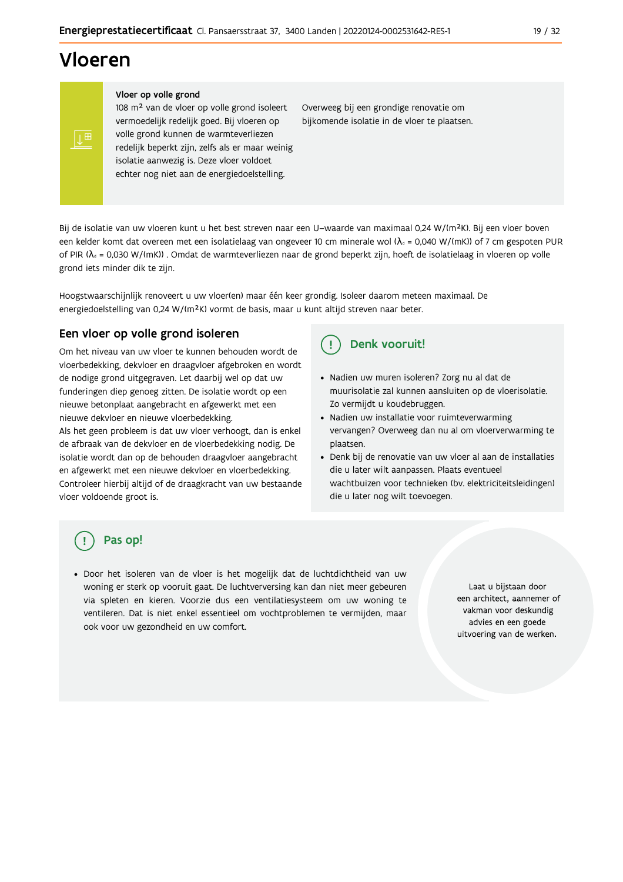# Vloeren

**Vloer op volle grond**

108 m² van de vloer op volle grond isoleert vermoedelijk redelijk goed. Bij vloeren op volle grond kunnen de warmteverliezen redelijk beperkt zijn, zelfs als er maar weinig isolatie aanwezig is. Deze vloer voldoet echter nog niet aan de energiedoelstelling.

Overweeg bij een grondige renovatie om bijkomende isolatie in de vloer te plaatsen.

Bij de isolatie van uw vloeren kunt u het best streven naar een U-waarde van maximaal 0,24 W/(m²K). Bij een vloer boven een kelder komt dat overeen met een isolatielaag van ongeveer 10 cm minerale wol ($\lambda_d$ = 0,040 W/(mK)) of 7 cm gespoten PUR of PIR ($\lambda_d$ = 0,030 W/(mK)) . Omdat de warmteverliezen naar de grond beperkt zijn, hoeft de isolatielaag in vloeren op volle grond iets minder dik te zijn.

Hoogstwaarschijnlijk renoveert u uw vloer(en) maar één keer grondig. Isoleer daarom meteen maximaal. De energiedoelstelling van 0,24 W/(m²K) vormt de basis, maar u kunt altijd streven naar beter.

## Een vloer op volle grond isoleren

Om het niveau van uw vloer te kunnen behouden wordt de vloerbedekking, dekvloer en draagvloer afgebroken en wordt de nodige grond uitgegraven. Let daarbij wel op dat uw funderingen diep genoeg zitten. De isolatie wordt op een nieuwe betonplaat aangebracht en afgewerkt met een nieuwe dekvloer en nieuwe vloerbedekking.
Als het geen probleem is dat uw vloer verhoogt, dan is enkel de afbraak van de dekvloer en de vloerbedekking nodig. De isolatie wordt dan op de behouden draagvloer aangebracht en afgewerkt met een nieuwe dekvloer en vloerbedekking. Controleer hierbij altijd of de draagkracht van uw bestaande vloer voldoende groot is.

### Denk vooruit!

- Nadien uw muren isoleren? Zorg nu al dat de muurisolatie zal kunnen aansluiten op de vloerisolatie. Zo vermijdt u koudebruggen.
- Nadien uw installatie voor ruimteverwarming vervangen? Overweeg dan nu al om vloerverwarming te plaatsen.
- Denk bij de renovatie van uw vloer al aan de installaties die u later wilt aanpassen. Plaats eventueel wachtbuizen voor technieken (bv. elektriciteitsleidingen) die u later nog wilt toevoegen.

### Pas op!

- Door het isoleren van de vloer is het mogelijk dat de luchtdichtheid van uw woning er sterk op vooruit gaat. De luchtverversing kan dan niet meer gebeuren via spleten en kieren. Voorzie dus een ventilatiesysteem om uw woning te ventileren. Dat is niet enkel essentieel om vochtproblemen te vermijden, maar ook voor uw gezondheid en uw comfort.

Laat u bijstaan door een architect, aannemer of vakman voor deskundig advies en een goede uitvoering van de werken.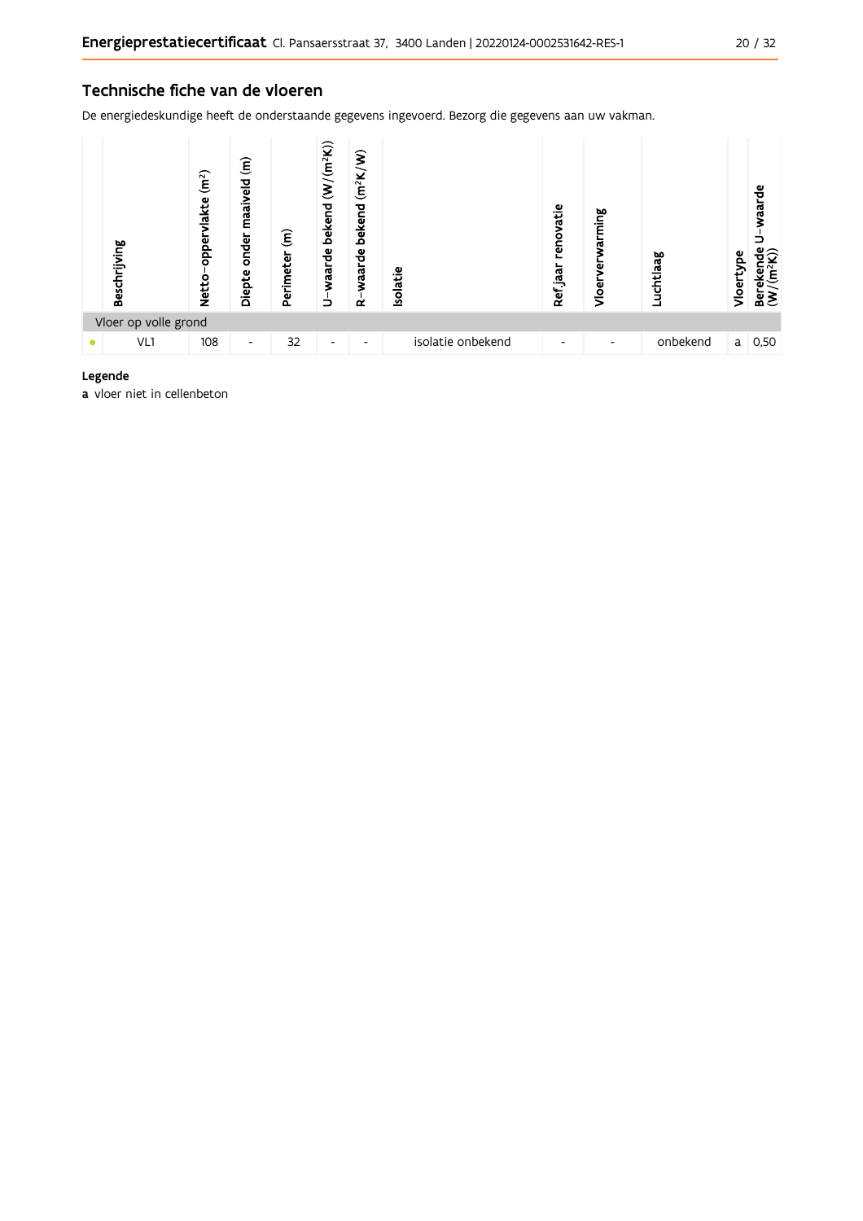## Technische fiche van de vloeren

De energiedeskundige heeft de onderstaande gegevens ingevoerd. Bezorg die gegevens aan uw vakman.

| | Beschrijving | Netto-oppervlakte ($m^2$) | Diepte onder maaiveld (m) | Perimeter (m) | U-waarde bekend ($W/(m^2K)$) | R-waarde bekend ($m^2K/W$) | Isolatie | Ref.jaar renovatie | Vloerverwarming | Luchtlaag | Vloertype | Berekende U-waarde ($W/(m^2K)$) |
|---|---|---|---|---|---|---|---|---|---|---|---|---|
| Vloer op volle grond | | | | | | | | | | | | |
| • | VL1 | 108 | - | 32 | - | - | isolatie onbekend | - | - | onbekend | a | 0,50 |

**Legende**

**a** vloer niet in cellenbeton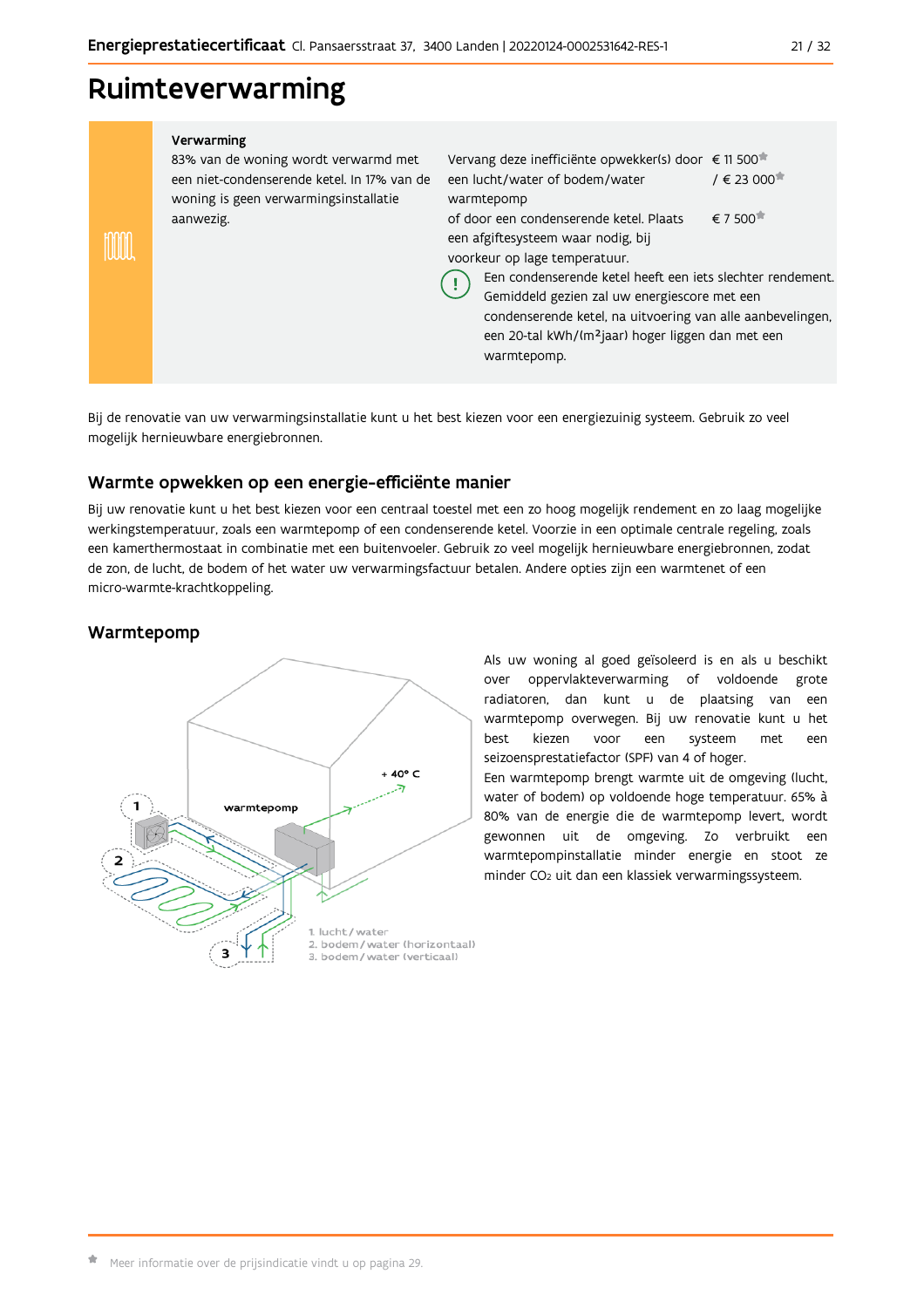# Ruimteverwarming

| Verwarming | | |
|---|---|---|
| 83% van de woning wordt verwarmd met een niet-condenserende ketel. In 17% van de woning is geen verwarmingsinstallatie aanwezig. | Vervang deze inefficiënte opwekker(s) door een lucht/water of bodem/water warmtepomp | € 11 500* / € 23 000* |
| | of door een condenserende ketel. Plaats een afgiftesysteem waar nodig, bij voorkeur op lage temperatuur. | € 7 500* |
| | ! Een condenserende ketel heeft een iets slechter rendement. Gemiddeld gezien zal uw energiescore met een condenserende ketel, na uitvoering van alle aanbevelingen, een 20-tal kWh/(m²jaar) hoger liggen dan met een warmtepomp. | |

Bij de renovatie van uw verwarmingsinstallatie kunt u het best kiezen voor een energiezuinig systeem. Gebruik zo veel mogelijk hernieuwbare energiebronnen.

## Warmte opwekken op een energie-efficiënte manier

Bij uw renovatie kunt u het best kiezen voor een centraal toestel met een zo hoog mogelijk rendement en zo laag mogelijke werkingstemperatuur, zoals een warmtepomp of een condenserende ketel. Voorzie in een optimale centrale regeling, zoals een kamerthermostaat in combinatie met een buitenvoeler. Gebruik zo veel mogelijk hernieuwbare energiebronnen, zodat de zon, de lucht, de bodem of het water uw verwarmingsfactuur betalen. Andere opties zijn een warmtenet of een micro-warmte-krachtkoppeling.

## Warmtepomp

warmtepomp

+ 40° C

1. lucht / water
2. bodem / water (horizontaal)
3. bodem / water (verticaal)

Als uw woning al goed geïsoleerd is en als u beschikt over oppervlakteverwarming of voldoende grote radiatoren, dan kunt u de plaatsing van een warmtepomp overwegen. Bij uw renovatie kunt u het best kiezen voor een systeem met een seizoensprestatiefactor (SPF) van 4 of hoger.

Een warmtepomp brengt warmte uit de omgeving (lucht, water of bodem) op voldoende hoge temperatuur. 65% à 80% van de energie die de warmtepomp levert, wordt gewonnen uit de omgeving. Zo verbruikt een warmtepompinstallatie minder energie en stoot ze minder $CO_2$ uit dan een klassiek verwarmingssysteem.

* Meer informatie over de prijsindicatie vindt u op pagina 29.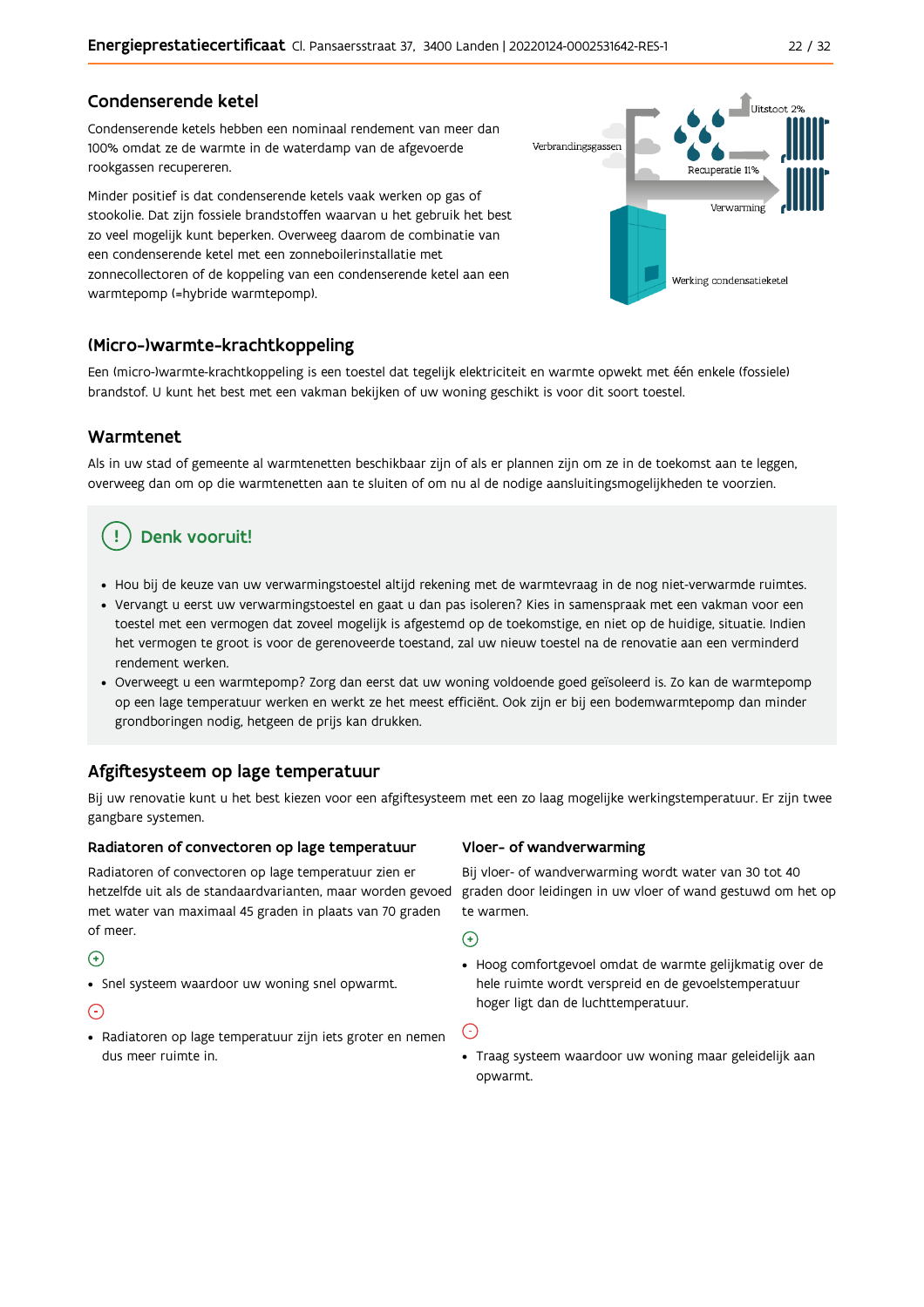## Condenserende ketel

Condenserende ketels hebben een nominaal rendement van meer dan 100% omdat ze de warmte in de waterdamp van de afgevoerde rookgassen recupereren.

Minder positief is dat condenserende ketels vaak werken op gas of stookolie. Dat zijn fossiele brandstoffen waarvan u het gebruik het best zo veel mogelijk kunt beperken. Overweeg daarom de combinatie van een condenserende ketel met een zonneboilerinstallatie met zonnecollectoren of de koppeling van een condenserende ketel aan een warmtepomp (=hybride warmtepomp).

Verbrandingsgassen

Uitstoot 2%

Recuperatie 11%

Verwarming

Werking condensatieketel

## (Micro-)warmte-krachtkoppeling

Een (micro-)warmte-krachtkoppeling is een toestel dat tegelijk elektriciteit en warmte opwekt met één enkele (fossiele) brandstof. U kunt het best met een vakman bekijken of uw woning geschikt is voor dit soort toestel.

## Warmtenet

Als in uw stad of gemeente al warmtenetten beschikbaar zijn of als er plannen zijn om ze in de toekomst aan te leggen, overweeg dan om op die warmtenetten aan te sluiten of om nu al de nodige aansluitingsmogelijkheden te voorzien.

### Denk vooruit!

- Hou bij de keuze van uw verwarmingstoestel altijd rekening met de warmtevraag in de nog niet-verwarmde ruimtes.
- Vervangt u eerst uw verwarmingstoestel en gaat u dan pas isoleren? Kies in samenspraak met een vakman voor een toestel met een vermogen dat zoveel mogelijk is afgestemd op de toekomstige, en niet op de huidige, situatie. Indien het vermogen te groot is voor de gerenoveerde toestand, zal uw nieuw toestel na de renovatie aan een verminderd rendement werken.
- Overweegt u een warmtepomp? Zorg dan eerst dat uw woning voldoende goed geïsoleerd is. Zo kan de warmtepomp op een lage temperatuur werken en werkt ze het meest efficiënt. Ook zijn er bij een bodemwarmtepomp dan minder grondboringen nodig, hetgeen de prijs kan drukken.

## Afgiftesysteem op lage temperatuur

Bij uw renovatie kunt u het best kiezen voor een afgiftesysteem met een zo laag mogelijke werkingstemperatuur. Er zijn twee gangbare systemen.

### Radiatoren of convectoren op lage temperatuur

Radiatoren of convectoren op lage temperatuur zien er hetzelfde uit als de standaardvarianten, maar worden gevoed met water van maximaal 45 graden in plaats van 70 graden of meer.

(+)

- Snel systeem waardoor uw woning snel opwarmt.

(-)

- Radiatoren op lage temperatuur zijn iets groter en nemen dus meer ruimte in.

### Vloer- of wandverwarming

Bij vloer- of wandverwarming wordt water van 30 tot 40 graden door leidingen in uw vloer of wand gestuwd om het op te warmen.

(+)

- Hoog comfortgevoel omdat de warmte gelijkmatig over de hele ruimte wordt verspreid en de gevoelstemperatuur hoger ligt dan de luchttemperatuur.

(-)

- Traag systeem waardoor uw woning maar geleidelijk aan opwarmt.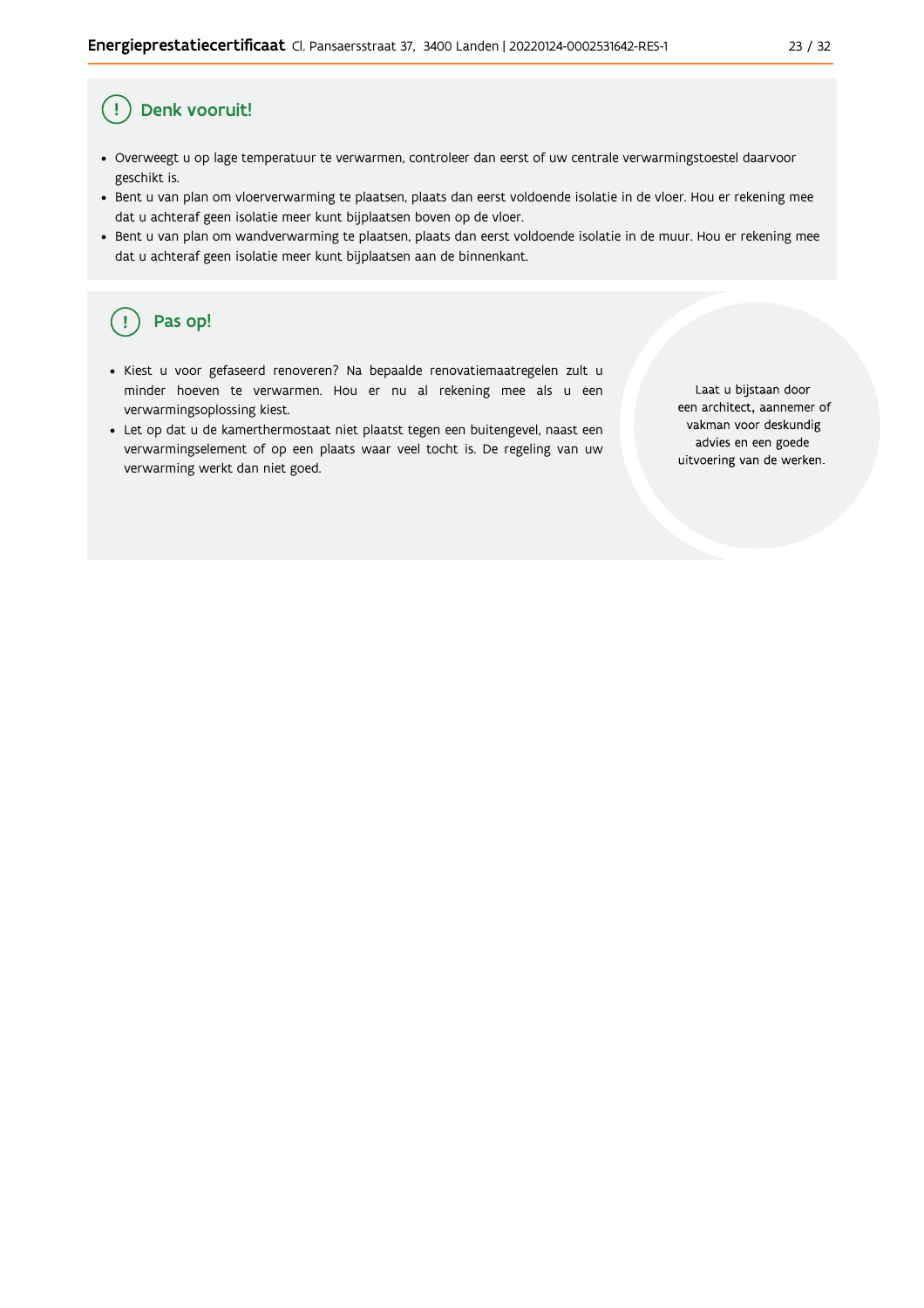## Denk vooruit!

- Overweegt u op lage temperatuur te verwarmen, controleer dan eerst of uw centrale verwarmingstoestel daarvoor geschikt is.
- Bent u van plan om vloerverwarming te plaatsen, plaats dan eerst voldoende isolatie in de vloer. Hou er rekening mee dat u achteraf geen isolatie meer kunt bijplaatsen boven op de vloer.
- Bent u van plan om wandverwarming te plaatsen, plaats dan eerst voldoende isolatie in de muur. Hou er rekening mee dat u achteraf geen isolatie meer kunt bijplaatsen aan de binnenkant.

## Pas op!

- Kiest u voor gefaseerd renoveren? Na bepaalde renovatiemaatregelen zult u minder hoeven te verwarmen. Hou er nu al rekening mee als u een verwarmingsoplossing kiest.
- Let op dat u de kamerthermostaat niet plaatst tegen een buitengevel, naast een verwarmingselement of op een plaats waar veel tocht is. De regeling van uw verwarming werkt dan niet goed.

Laat u bijstaan door een architect, aannemer of vakman voor deskundig advies en een goede uitvoering van de werken.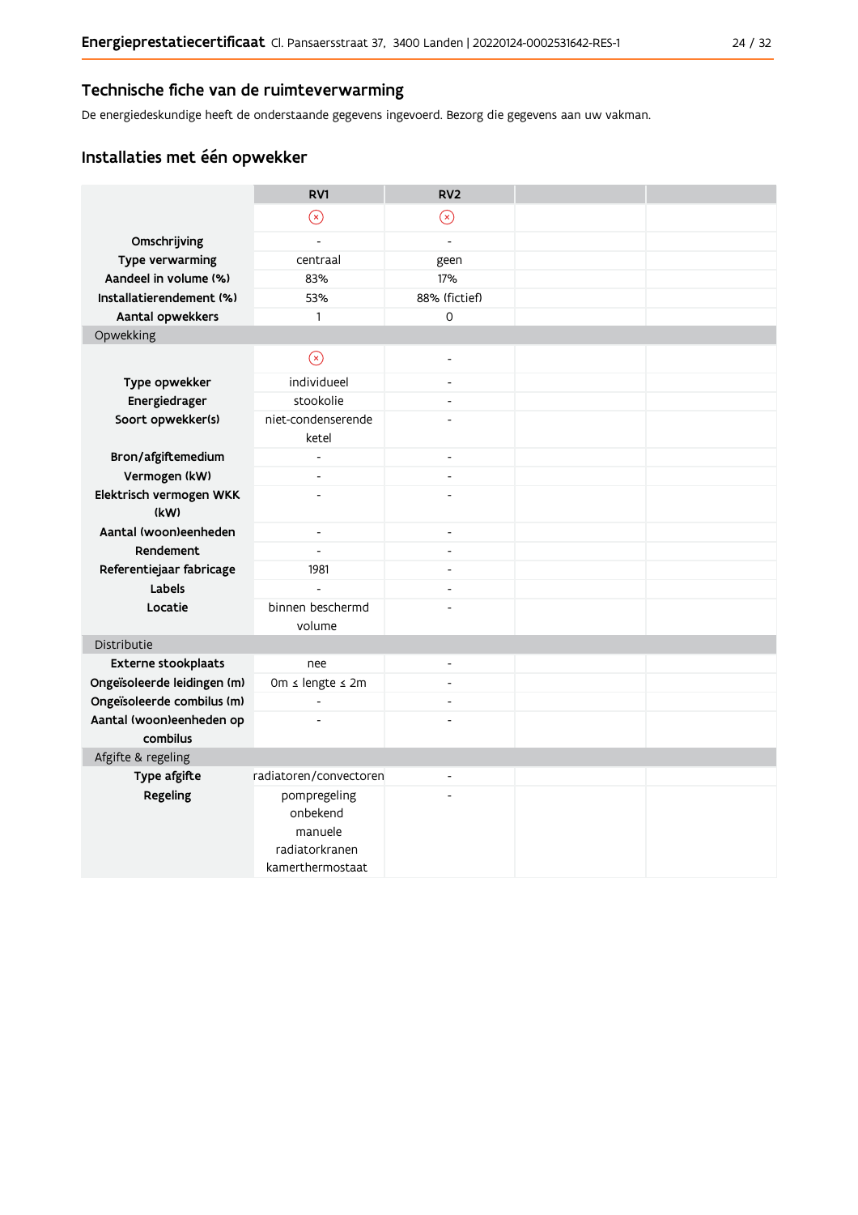## Technische fiche van de ruimteverwarming

De energiedeskundige heeft de onderstaande gegevens ingevoerd. Bezorg die gegevens aan uw vakman.

### Installaties met één opwekker

| | RV1 | RV2 | | |
|---|---|---|---|---|
| | ⊗ | ⊗ | | |
| **Omschrijving** | - | - | | |
| **Type verwarming** | centraal | geen | | |
| **Aandeel in volume (%)** | 83% | 17% | | |
| **Installatierendement (%)** | 53% | 88% (fictief) | | |
| **Aantal opwekkers** | 1 | 0 | | |
| Opwekking | | | | |
| | ⊗ | - | | |
| **Type opwekker** | individueel | - | | |
| **Energiedrager** | stookolie | - | | |
| **Soort opwekker(s)** | niet-condenserende ketel | - | | |
| **Bron/afgiftemedium** | - | - | | |
| **Vermogen (kW)** | - | - | | |
| **Elektrisch vermogen WKK (kW)** | - | - | | |
| **Aantal (woon)eenheden** | - | - | | |
| **Rendement** | - | - | | |
| **Referentiejaar fabricage** | 1981 | - | | |
| **Labels** | - | - | | |
| **Locatie** | binnen beschermd volume | - | | |
| Distributie | | | | |
| **Externe stookplaats** | nee | - | | |
| **Ongeïsoleerde leidingen (m)** | 0m ≤ lengte ≤ 2m | - | | |
| **Ongeïsoleerde combilus (m)** | - | - | | |
| **Aantal (woon)eenheden op combilus** | - | - | | |
| Afgifte & regeling | | | | |
| **Type afgifte** | radiatoren/convectoren | - | | |
| **Regeling** | pompregeling onbekend manuele radiatorkranen kamerthermostaat | - | | |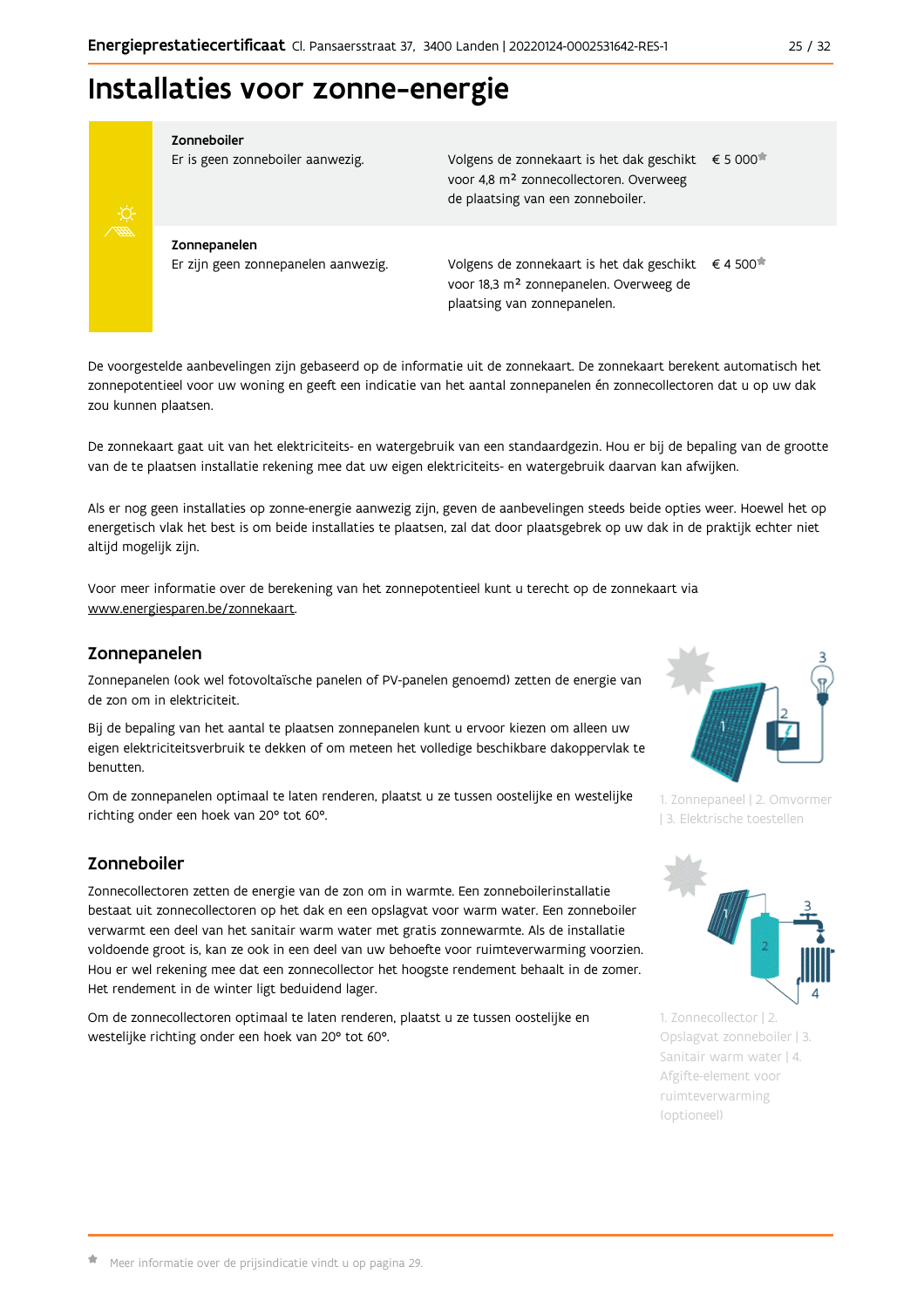# Installaties voor zonne-energie

| | | |
|---|---|---|
| **Zonneboiler**<br>Er is geen zonneboiler aanwezig. | Volgens de zonnekaart is het dak geschikt voor 4,8 m² zonnecollectoren. Overweeg de plaatsing van een zonneboiler. | € 5 000* |
| **Zonnepanelen**<br>Er zijn geen zonnepanelen aanwezig. | Volgens de zonnekaart is het dak geschikt voor 18,3 m² zonnepanelen. Overweeg de plaatsing van zonnepanelen. | € 4 500* |

De voorgestelde aanbevelingen zijn gebaseerd op de informatie uit de zonnekaart. De zonnekaart berekent automatisch het zonnepotentieel voor uw woning en geeft een indicatie van het aantal zonnepanelen én zonnecollectoren dat u op uw dak zou kunnen plaatsen.

De zonnekaart gaat uit van het elektriciteits- en watergebruik van een standaardgezin. Hou er bij de bepaling van de grootte van de te plaatsen installatie rekening mee dat uw eigen elektriciteits- en watergebruik daarvan kan afwijken.

Als er nog geen installaties op zonne-energie aanwezig zijn, geven de aanbevelingen steeds beide opties weer. Hoewel het op energetisch vlak het best is om beide installaties te plaatsen, zal dat door plaatsgebrek op uw dak in de praktijk echter niet altijd mogelijk zijn.

Voor meer informatie over de berekening van het zonnepotentieel kunt u terecht op de zonnekaart via www.energiesparen.be/zonnekaart.

## Zonnepanelen

Zonnepanelen (ook wel fotovoltaïsche panelen of PV-panelen genoemd) zetten de energie van de zon om in elektriciteit.

Bij de bepaling van het aantal te plaatsen zonnepanelen kunt u ervoor kiezen om alleen uw eigen elektriciteitsverbruik te dekken of om meteen het volledige beschikbare dakoppervlak te benutten.

Om de zonnepanelen optimaal te laten renderen, plaatst u ze tussen oostelijke en westelijke richting onder een hoek van 20° tot 60°.

1. Zonnepaneel | 2. Omvormer | 3. Elektrische toestellen

## Zonneboiler

Zonnecollectoren zetten de energie van de zon om in warmte. Een zonneboilerinstallatie bestaat uit zonnecollectoren op het dak en een opslagvat voor warm water. Een zonneboiler verwarmt een deel van het sanitair warm water met gratis zonnewarmte. Als de installatie voldoende groot is, kan ze ook in een deel van uw behoefte voor ruimteverwarming voorzien. Hou er wel rekening mee dat een zonnecollector het hoogste rendement behaalt in de zomer. Het rendement in de winter ligt beduidend lager.

Om de zonnecollectoren optimaal te laten renderen, plaatst u ze tussen oostelijke en westelijke richting onder een hoek van 20° tot 60°.

1. Zonnecollector | 2. Opslagvat zonneboiler | 3. Sanitair warm water | 4. Afgifte-element voor ruimteverwarming (optioneel)

* Meer informatie over de prijsindicatie vindt u op pagina 29.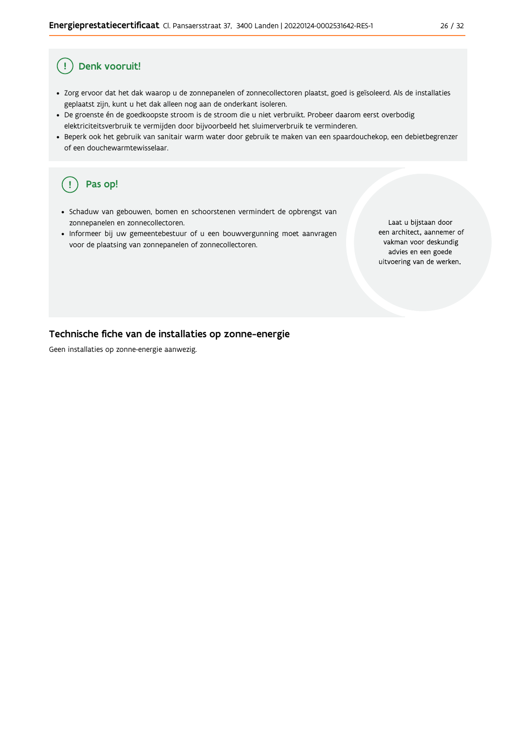## Denk vooruit!

- Zorg ervoor dat het dak waarop u de zonnepanelen of zonnecollectoren plaatst, goed is geïsoleerd. Als de installaties geplaatst zijn, kunt u het dak alleen nog aan de onderkant isoleren.
- De groenste én de goedkoopste stroom is de stroom die u niet verbruikt. Probeer daarom eerst overbodig elektriciteitsverbruik te vermijden door bijvoorbeeld het sluimerverbruik te verminderen.
- Beperk ook het gebruik van sanitair warm water door gebruik te maken van een spaardouchekop, een debietbegrenzer of een douchewarmtewisselaar.

## Pas op!

- Schaduw van gebouwen, bomen en schoorstenen vermindert de opbrengst van zonnepanelen en zonnecollectoren.
- Informeer bij uw gemeentebestuur of u een bouwvergunning moet aanvragen voor de plaatsing van zonnepanelen of zonnecollectoren.

Laat u bijstaan door een architect, aannemer of vakman voor deskundig advies en een goede uitvoering van de werken.

## Technische fiche van de installaties op zonne-energie

Geen installaties op zonne-energie aanwezig.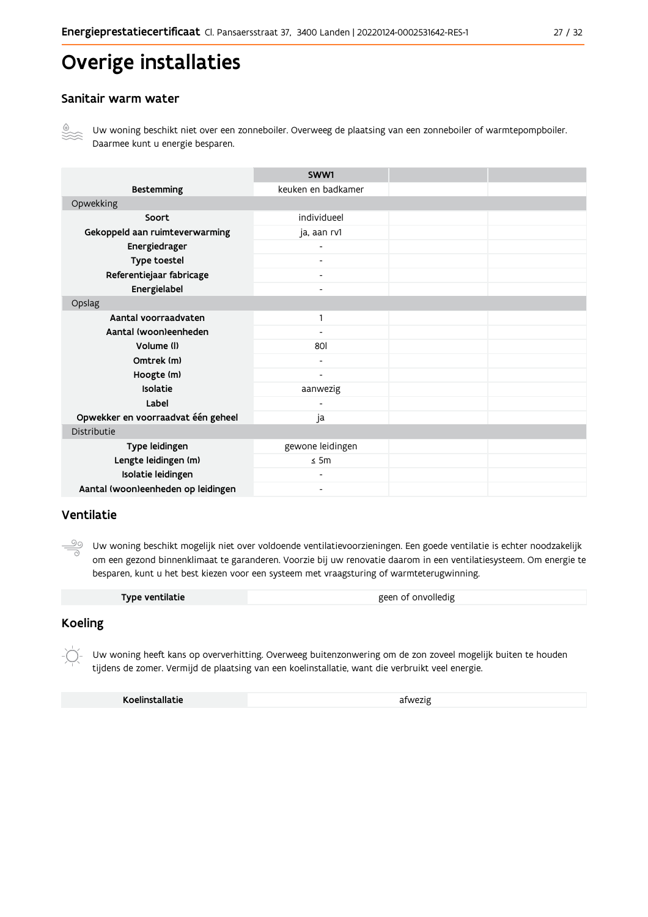# Overige installaties

## Sanitair warm water

Uw woning beschikt niet over een zonneboiler. Overweeg de plaatsing van een zonneboiler of warmtepompboiler. Daarmee kunt u energie besparen.

| | SWW1 | | |
|---|---|---|---|
| **Bestemming** | keuken en badkamer | | |
| Opwekking | | | |
| **Soort** | individueel | | |
| **Gekoppeld aan ruimteverwarming** | ja, aan rv1 | | |
| **Energiedrager** | - | | |
| **Type toestel** | - | | |
| **Referentiejaar fabricage** | - | | |
| **Energielabel** | - | | |
| Opslag | | | |
| **Aantal voorraadvaten** | 1 | | |
| **Aantal (woon)eenheden** | - | | |
| **Volume (l)** | 80l | | |
| **Omtrek (m)** | - | | |
| **Hoogte (m)** | - | | |
| **Isolatie** | aanwezig | | |
| **Label** | - | | |
| **Opwekker en voorraadvat één geheel** | ja | | |
| Distributie | | | |
| **Type leidingen** | gewone leidingen | | |
| **Lengte leidingen (m)** | ≤ 5m | | |
| **Isolatie leidingen** | - | | |
| **Aantal (woon)eenheden op leidingen** | - | | |

## Ventilatie

Uw woning beschikt mogelijk niet over voldoende ventilatievoorzieningen. Een goede ventilatie is echter noodzakelijk om een gezond binnenklimaat te garanderen. Voorzie bij uw renovatie daarom in een ventilatiesysteem. Om energie te besparen, kunt u het best kiezen voor een systeem met vraagsturing of warmteterugwinning.

| | |
|---|---|
| **Type ventilatie** | geen of onvolledig |

## Koeling

Uw woning heeft kans op oververhitting. Overweeg buitenzonwering om de zon zoveel mogelijk buiten te houden tijdens de zomer. Vermijd de plaatsing van een koelinstallatie, want die verbruikt veel energie.

| | |
|---|---|
| **Koelinstallatie** | afwezig |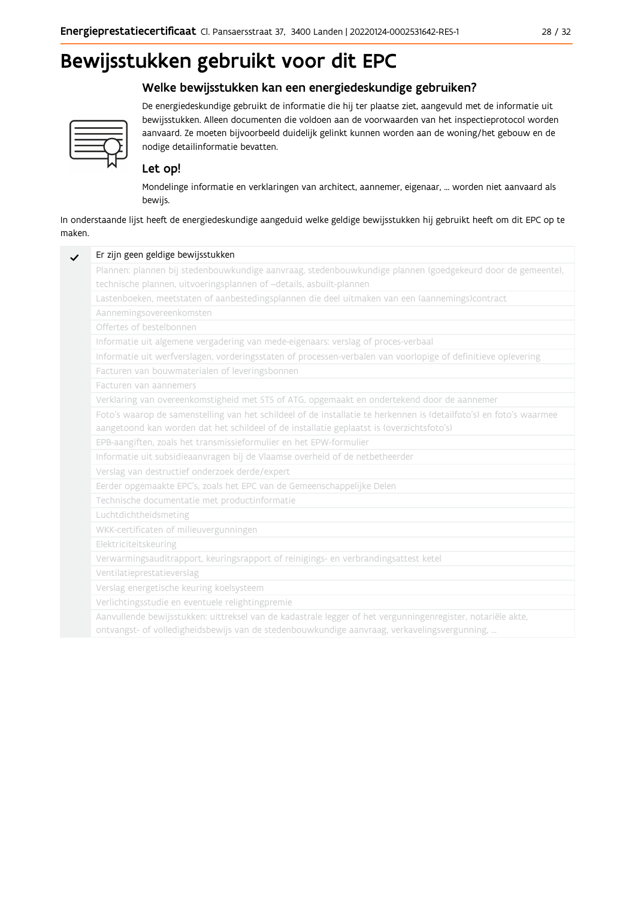# Bewijsstukken gebruikt voor dit EPC

## Welke bewijsstukken kan een energiedeskundige gebruiken?

De energiedeskundige gebruikt de informatie die hij ter plaatse ziet, aangevuld met de informatie uit bewijsstukken. Alleen documenten die voldoen aan de voorwaarden van het inspectieprotocol worden aanvaard. Ze moeten bijvoorbeeld duidelijk gelinkt kunnen worden aan de woning/het gebouw en de nodige detailinformatie bevatten.

### Let op!

Mondelinge informatie en verklaringen van architect, aannemer, eigenaar, … worden niet aanvaard als bewijs.

In onderstaande lijst heeft de energiedeskundige aangeduid welke geldige bewijsstukken hij gebruikt heeft om dit EPC op te maken.

| | |
|---|---|
| ✓ | Er zijn geen geldige bewijsstukken |
| | Plannen: plannen bij stedenbouwkundige aanvraag, stedenbouwkundige plannen (goedgekeurd door de gemeente), technische plannen, uitvoeringsplannen of –details, asbuilt-plannen |
| | Lastenboeken, meetstaten of aanbestedingsplannen die deel uitmaken van een (aannemings)contract |
| | Aannemingsovereenkomsten |
| | Offertes of bestelbonnen |
| | Informatie uit algemene vergadering van mede-eigenaars: verslag of proces-verbaal |
| | Informatie uit werfverslagen, vorderingsstaten of processen-verbalen van voorlopige of definitieve oplevering |
| | Facturen van bouwmaterialen of leveringsbonnen |
| | Facturen van aannemers |
| | Verklaring van overeenkomstigheid met STS of ATG, opgemaakt en ondertekend door de aannemer |
| | Foto's waarop de samenstelling van het schildeel of de installatie te herkennen is (detailfoto's) en foto's waarmee aangetoond kan worden dat het schildeel of de installatie geplaatst is (overzichtsfoto's) |
| | EPB-aangiften, zoals het transmissieformulier en het EPW-formulier |
| | Informatie uit subsidieaanvragen bij de Vlaamse overheid of de netbetheerder |
| | Verslag van destructief onderzoek derde/expert |
| | Eerder opgemaakte EPC's, zoals het EPC van de Gemeenschappelijke Delen |
| | Technische documentatie met productinformatie |
| | Luchtdichtheidsmeting |
| | WKK-certificaten of milieuvergunningen |
| | Elektriciteitskeuring |
| | Verwarmingsauditrapport, keuringsrapport of reinigings- en verbrandingsattest ketel |
| | Ventilatieprestatieverslag |
| | Verslag energetische keuring koelsysteem |
| | Verlichtingsstudie en eventuele relightingpremie |
| | Aanvullende bewijsstukken: uittreksel van de kadastrale legger of het vergunningenregister, notariële akte, ontvangst- of volledigheidsbewijs van de stedenbouwkundige aanvraag, verkavelingsvergunning, … |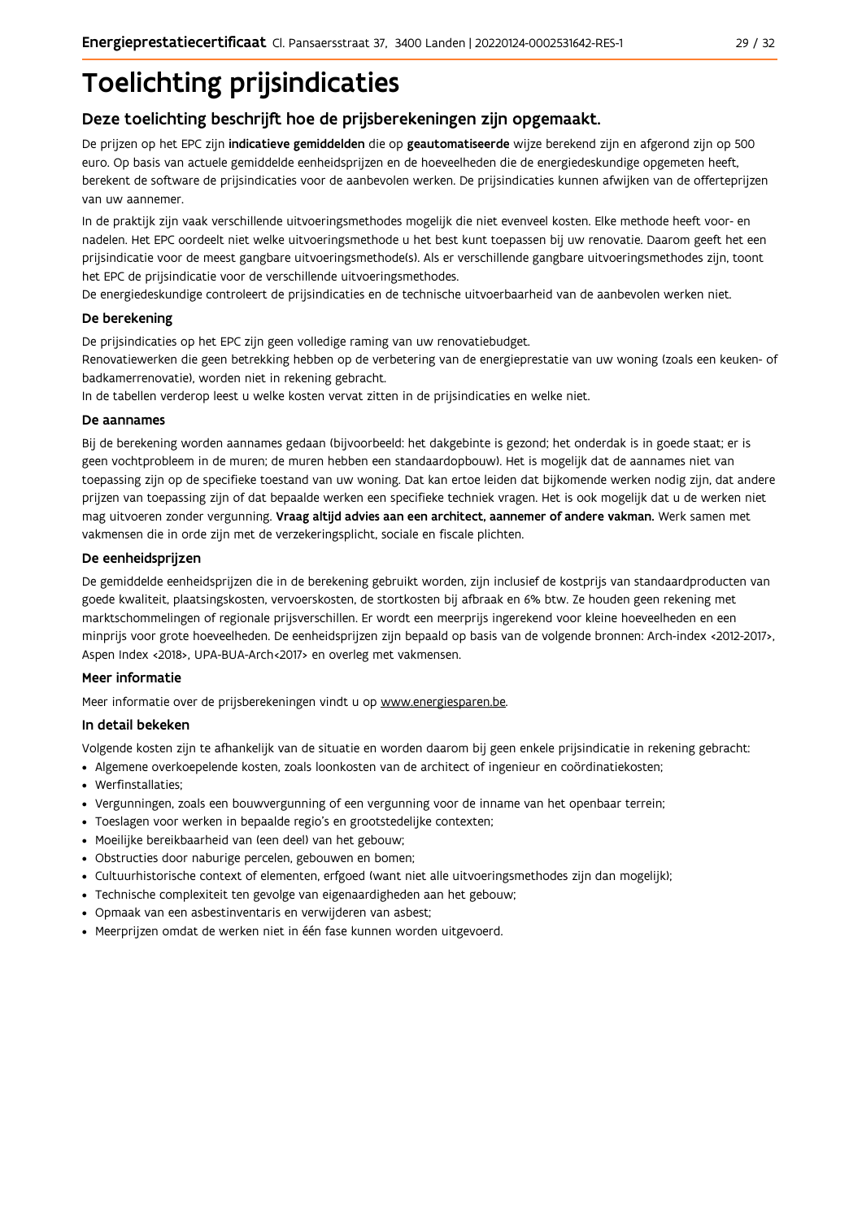# Toelichting prijsindicaties

## Deze toelichting beschrijft hoe de prijsberekeningen zijn opgemaakt.

De prijzen op het EPC zijn **indicatieve gemiddelden** die op **geautomatiseerde** wijze berekend zijn en afgerond zijn op 500 euro. Op basis van actuele gemiddelde eenheidsprijzen en de hoeveelheden die de energiedeskundige opgemeten heeft, berekent de software de prijsindicaties voor de aanbevolen werken. De prijsindicaties kunnen afwijken van de offerteprijzen van uw aannemer.

In de praktijk zijn vaak verschillende uitvoeringsmethodes mogelijk die niet evenveel kosten. Elke methode heeft voor- en nadelen. Het EPC oordeelt niet welke uitvoeringsmethode u het best kunt toepassen bij uw renovatie. Daarom geeft het een prijsindicatie voor de meest gangbare uitvoeringsmethode(s). Als er verschillende gangbare uitvoeringsmethodes zijn, toont het EPC de prijsindicatie voor de verschillende uitvoeringsmethodes.
De energiedeskundige controleert de prijsindicaties en de technische uitvoerbaarheid van de aanbevolen werken niet.

### De berekening

De prijsindicaties op het EPC zijn geen volledige raming van uw renovatiebudget.
Renovatiewerken die geen betrekking hebben op de verbetering van de energieprestatie van uw woning (zoals een keuken- of badkamerrenovatie), worden niet in rekening gebracht.
In de tabellen verderop leest u welke kosten vervat zitten in de prijsindicaties en welke niet.

### De aannames

Bij de berekening worden aannames gedaan (bijvoorbeeld: het dakgebinte is gezond; het onderdak is in goede staat; er is geen vochtprobleem in de muren; de muren hebben een standaardopbouw). Het is mogelijk dat de aannames niet van toepassing zijn op de specifieke toestand van uw woning. Dat kan ertoe leiden dat bijkomende werken nodig zijn, dat andere prijzen van toepassing zijn of dat bepaalde werken een specifieke techniek vragen. Het is ook mogelijk dat u de werken niet mag uitvoeren zonder vergunning. **Vraag altijd advies aan een architect, aannemer of andere vakman.** Werk samen met vakmensen die in orde zijn met de verzekeringsplicht, sociale en fiscale plichten.

### De eenheidsprijzen

De gemiddelde eenheidsprijzen die in de berekening gebruikt worden, zijn inclusief de kostprijs van standaardproducten van goede kwaliteit, plaatsingskosten, vervoerskosten, de stortkosten bij afbraak en 6% btw. Ze houden geen rekening met marktschommelingen of regionale prijsverschillen. Er wordt een meerprijs ingerekend voor kleine hoeveelheden en een minprijs voor grote hoeveelheden. De eenheidsprijzen zijn bepaald op basis van de volgende bronnen: Arch-index <2012-2017>, Aspen Index <2018>, UPA-BUA-Arch<2017> en overleg met vakmensen.

### Meer informatie

Meer informatie over de prijsberekeningen vindt u op www.energiesparen.be.

### In detail bekeken

Volgende kosten zijn te afhankelijk van de situatie en worden daarom bij geen enkele prijsindicatie in rekening gebracht:

- Algemene overkoepelende kosten, zoals loonkosten van de architect of ingenieur en coördinatiekosten;
- Werfinstallaties;
- Vergunningen, zoals een bouwvergunning of een vergunning voor de inname van het openbaar terrein;
- Toeslagen voor werken in bepaalde regio's en grootstedelijke contexten;
- Moeilijke bereikbaarheid van (een deel) van het gebouw;
- Obstructies door naburige percelen, gebouwen en bomen;
- Cultuurhistorische context of elementen, erfgoed (want niet alle uitvoeringsmethodes zijn dan mogelijk);
- Technische complexiteit ten gevolge van eigenaardigheden aan het gebouw;
- Opmaak van een asbestinventaris en verwijderen van asbest;
- Meerprijzen omdat de werken niet in één fase kunnen worden uitgevoerd.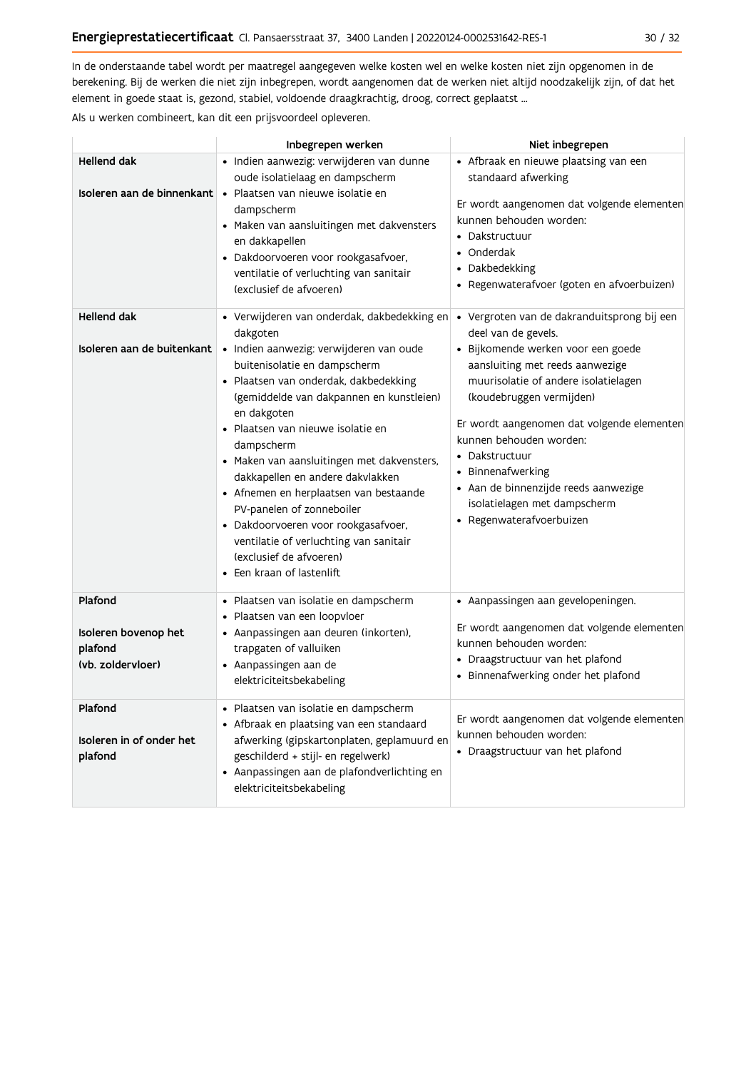In de onderstaande tabel wordt per maatregel aangegeven welke kosten wel en welke kosten niet zijn opgenomen in de berekening. Bij de werken die niet zijn inbegrepen, wordt aangenomen dat de werken niet altijd noodzakelijk zijn, of dat het element in goede staat is, gezond, stabiel, voldoende draagkrachtig, droog, correct geplaatst ...

Als u werken combineert, kan dit een prijsvoordeel opleveren.

| | Inbegrepen werken | Niet inbegrepen |
|---|---|---|
| **Hellend dak**<br><br>**Isoleren aan de binnenkant** | • Indien aanwezig: verwijderen van dunne oude isolatielaag en dampscherm<br>• Plaatsen van nieuwe isolatie en dampscherm<br>• Maken van aansluitingen met dakvensters en dakkapellen<br>• Dakdoorvoeren voor rookgasafvoer, ventilatie of verluchting van sanitair (exclusief de afvoeren) | • Afbraak en nieuwe plaatsing van een standaard afwerking<br><br>Er wordt aangenomen dat volgende elementen kunnen behouden worden:<br>• Dakstructuur<br>• Onderdak<br>• Dakbedekking<br>• Regenwaterafvoer (goten en afvoerbuizen) |
| **Hellend dak**<br><br>**Isoleren aan de buitenkant** | • Verwijderen van onderdak, dakbedekking en dakgoten<br>• Indien aanwezig: verwijderen van oude buitenisolatie en dampscherm<br>• Plaatsen van onderdak, dakbedekking (gemiddelde van dakpannen en kunstleien) en dakgoten<br>• Plaatsen van nieuwe isolatie en dampscherm<br>• Maken van aansluitingen met dakvensters, dakkapellen en andere dakvlakken<br>• Afnemen en herplaatsen van bestaande PV-panelen of zonneboiler<br>• Dakdoorvoeren voor rookgasafvoer, ventilatie of verluchting van sanitair (exclusief de afvoeren)<br>• Een kraan of lastenlift | • Vergroten van de dakranduitsprong bij een deel van de gevels.<br>• Bijkomende werken voor een goede aansluiting met reeds aanwezige muurisolatie of andere isolatielagen (koudebruggen vermijden)<br><br>Er wordt aangenomen dat volgende elementen kunnen behouden worden:<br>• Dakstructuur<br>• Binnenafwerking<br>• Aan de binnenzijde reeds aanwezige isolatielagen met dampscherm<br>• Regenwaterafvoerbuizen |
| **Plafond**<br><br>**Isoleren bovenop het plafond (vb. zoldervloer)** | • Plaatsen van isolatie en dampscherm<br>• Plaatsen van een loopvloer<br>• Aanpassingen aan deuren (inkorten), trapgaten of valluiken<br>• Aanpassingen aan de elektriciteitsbekabeling | • Aanpassingen aan gevelopeningen.<br><br>Er wordt aangenomen dat volgende elementen kunnen behouden worden:<br>• Draagstructuur van het plafond<br>• Binnenafwerking onder het plafond |
| **Plafond**<br><br>**Isoleren in of onder het plafond** | • Plaatsen van isolatie en dampscherm<br>• Afbraak en plaatsing van een standaard afwerking (gipskartonplaten, geplamuurd en geschilderd + stijl- en regelwerk)<br>• Aanpassingen aan de plafondverlichting en elektriciteitsbekabeling | Er wordt aangenomen dat volgende elementen kunnen behouden worden:<br>• Draagstructuur van het plafond |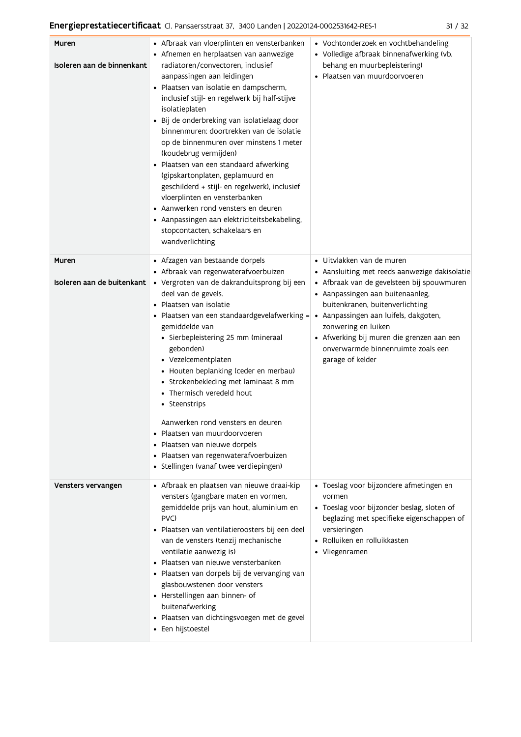| Muren<br><br>Isoleren aan de binnenkant | • Afbraak van vloerplinten en vensterbanken<br>• Afnemen en herplaatsen van aanwezige radiatoren/convectoren, inclusief aanpassingen aan leidingen<br>• Plaatsen van isolatie en dampscherm, inclusief stijl- en regelwerk bij half-stijve isolatieplaten<br>• Bij de onderbreking van isolatielaag door binnenmuren: doortrekken van de isolatie op de binnenmuren over minstens 1 meter (koudebrug vermijden)<br>• Plaatsen van een standaard afwerking (gipskartonplaten, geplamuurd en geschilderd + stijl- en regelwerk), inclusief vloerplinten en vensterbanken<br>• Aanwerken rond vensters en deuren<br>• Aanpassingen aan elektriciteitsbekabeling, stopcontacten, schakelaars en wandverlichting | • Vochtonderzoek en vochtbehandeling<br>• Volledige afbraak binnenafwerking (vb. behang en muurbepleistering)<br>• Plaatsen van muurdoorvoeren |
|---|---|---|
| Muren<br><br>Isoleren aan de buitenkant | • Afzagen van bestaande dorpels<br>• Afbraak van regenwaterafvoerbuizen<br>• Vergroten van de dakranduitsprong bij een deel van de gevels.<br>• Plaatsen van isolatie<br>• Plaatsen van een standaardgevelafwerking = gemiddelde van<br>  • Sierbepleistering 25 mm (mineraal gebonden)<br>  • Vezelcementplaten<br>  • Houten beplanking (ceder en merbau)<br>  • Strokenbekleding met laminaat 8 mm<br>  • Thermisch veredeld hout<br>  • Steenstrips<br><br>Aanwerken rond vensters en deuren<br>• Plaatsen van muurdoorvoeren<br>• Plaatsen van nieuwe dorpels<br>• Plaatsen van regenwaterafvoerbuizen<br>• Stellingen (vanaf twee verdiepingen) | • Uitvlakken van de muren<br>• Aansluiting met reeds aanwezige dakisolatie<br>• Afbraak van de gevelsteen bij spouwmuren<br>• Aanpassingen aan buitenaanleg, buitenkranen, buitenverlichting<br>• Aanpassingen aan luifels, dakgoten, zonwering en luiken<br>• Afwerking bij muren die grenzen aan een onverwarmde binnenruimte zoals een garage of kelder |
| Vensters vervangen | • Afbraak en plaatsen van nieuwe draai-kip vensters (gangbare maten en vormen, gemiddelde prijs van hout, aluminium en PVC)<br>• Plaatsen van ventilatieroosters bij een deel van de vensters (tenzij mechanische ventilatie aanwezig is)<br>• Plaatsen van nieuwe vensterbanken<br>• Plaatsen van dorpels bij de vervanging van glasbouwstenen door vensters<br>• Herstellingen aan binnen- of buitenafwerking<br>• Plaatsen van dichtingsvoegen met de gevel<br>• Een hijstoestel | • Toeslag voor bijzondere afmetingen en vormen<br>• Toeslag voor bijzonder beslag, sloten of beglazing met specifieke eigenschappen of versieringen<br>• Rolluiken en rolluikkasten<br>• Vliegenramen |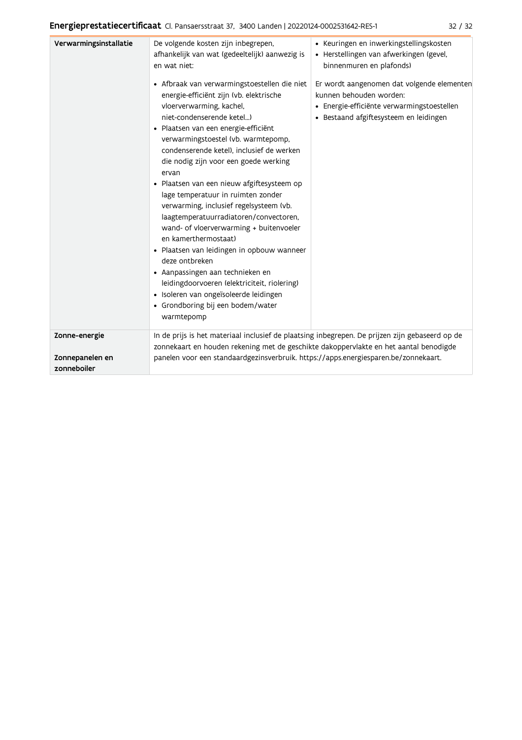| | | |
|---|---|---|
| **Verwarmingsinstallatie** | De volgende kosten zijn inbegrepen, afhankelijk van wat (gedeeltelijk) aanwezig is en wat niet:<br><br>• Afbraak van verwarmingstoestellen die niet energie-efficiënt zijn (vb. elektrische vloerverwarming, kachel, niet-condenserende ketel...)<br>• Plaatsen van een energie-efficiënt verwarmingstoestel (vb. warmtepomp, condenserende ketel), inclusief de werken die nodig zijn voor een goede werking ervan<br>• Plaatsen van een nieuw afgiftesysteem op lage temperatuur in ruimten zonder verwarming, inclusief regelsysteem (vb. laagtemperatuurradiatoren/convectoren, wand- of vloerverwarming + buitenvoeler en kamerthermostaat)<br>• Plaatsen van leidingen in opbouw wanneer deze ontbreken<br>• Aanpassingen aan technieken en leidingdoorvoeren (elektriciteit, riolering)<br>• Isoleren van ongeïsoleerde leidingen<br>• Grondboring bij een bodem/water warmtepomp | • Keuringen en inwerkingstellingskosten<br>• Herstellingen van afwerkingen (gevel, binnenmuren en plafonds)<br><br>Er wordt aangenomen dat volgende elementen kunnen behouden worden:<br>• Energie-efficiënte verwarmingstoestellen<br>• Bestaand afgiftesysteem en leidingen |
| **Zonne-energie**<br><br>**Zonnepanelen en zonneboiler** | In de prijs is het materiaal inclusief de plaatsing inbegrepen. De prijzen zijn gebaseerd op de zonnekaart en houden rekening met de geschikte dakoppervlakte en het aantal benodigde panelen voor een standaardgezinsverbruik. https://apps.energiesparen.be/zonnekaart. | |